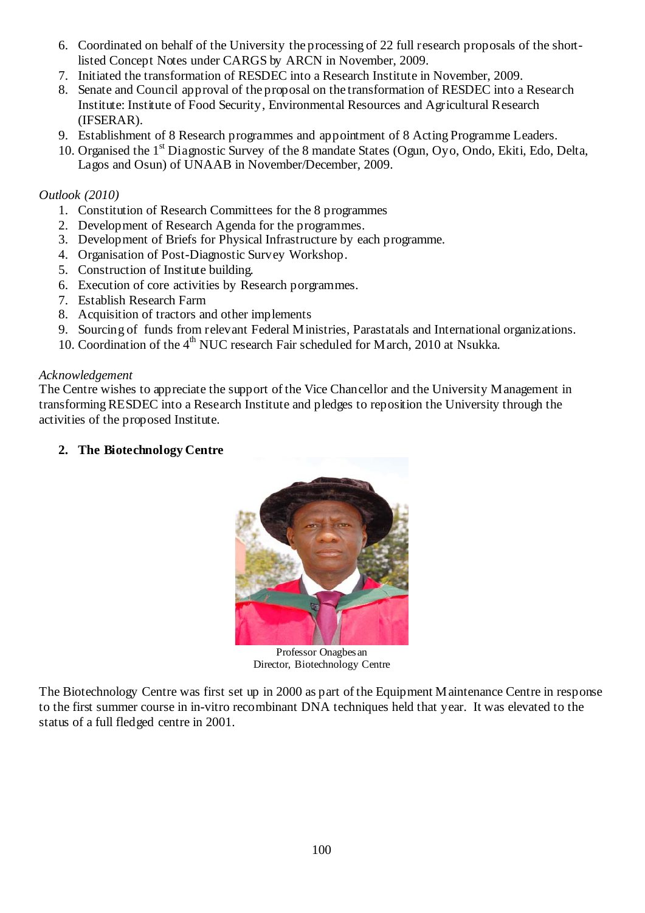6. Coordinated on behalf of the University the processing of 22 full research proposals of the short-listed Concept Notes under CARGS by ARCN in November, 2009.
7. Initiated the transformation of RESDEC into a Research Institute in November, 2009.
8. Senate and Council approval of the proposal on the transformation of RESDEC into a Research Institute: Institute of Food Security, Environmental Resources and Agricultural Research (IFSERAR).
9. Establishment of 8 Research programmes and appointment of 8 Acting Programme Leaders.
10. Organised the 1st Diagnostic Survey of the 8 mandate States (Ogun, Oyo, Ondo, Ekiti, Edo, Delta, Lagos and Osun) of UNAAB in November/December, 2009.

*Outlook (2010)*

1. Constitution of Research Committees for the 8 programmes
2. Development of Research Agenda for the programmes.
3. Development of Briefs for Physical Infrastructure by each programme.
4. Organisation of Post-Diagnostic Survey Workshop.
5. Construction of Institute building.
6. Execution of core activities by Research porgrammes.
7. Establish Research Farm
8. Acquisition of tractors and other implements
9. Sourcing of funds from relevant Federal Ministries, Parastatals and International organizations.
10. Coordination of the 4th NUC research Fair scheduled for March, 2010 at Nsukka.

*Acknowledgement*

The Centre wishes to appreciate the support of the Vice Chancellor and the University Management in transforming RESDEC into a Research Institute and pledges to reposition the University through the activities of the proposed Institute.

## 2. The Biotechnology Centre

Professor Onagbesan
Director, Biotechnology Centre

The Biotechnology Centre was first set up in 2000 as part of the Equipment Maintenance Centre in response to the first summer course in in-vitro recombinant DNA techniques held that year. It was elevated to the status of a full fledged centre in 2001.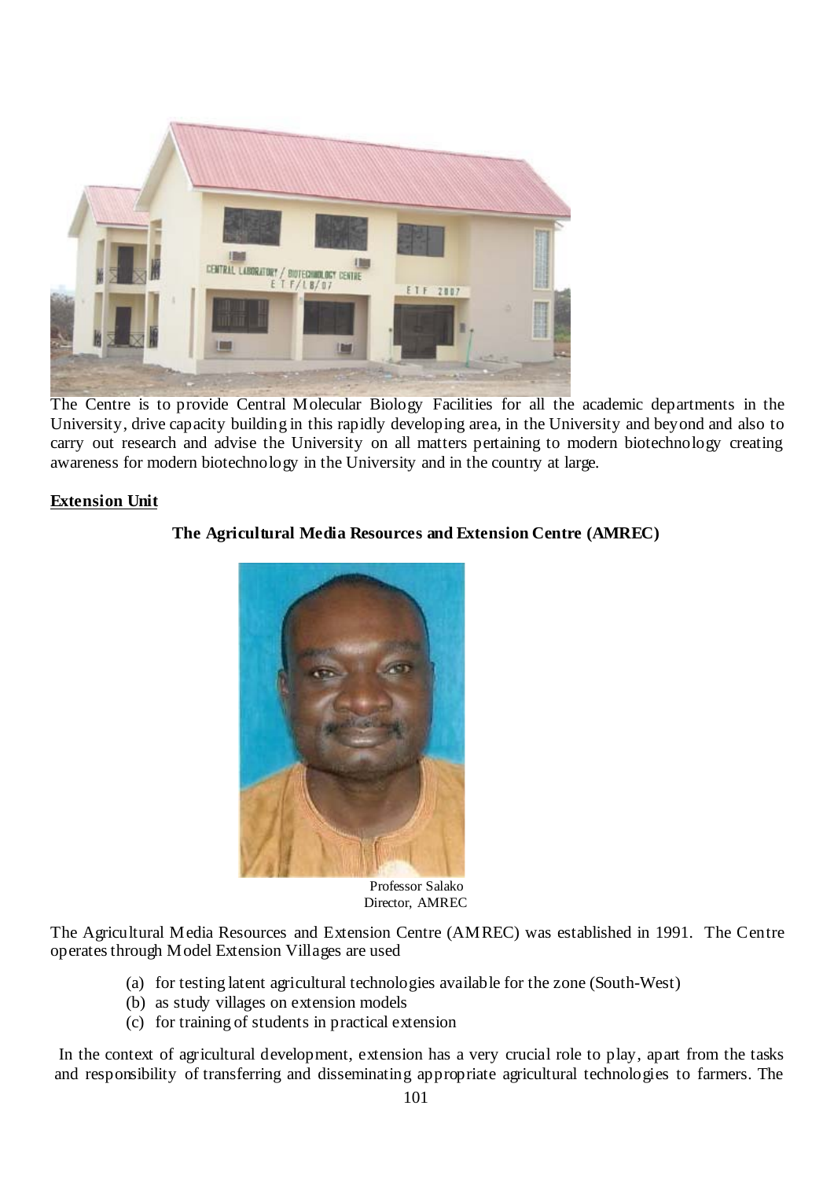The Centre is to provide Central Molecular Biology Facilities for all the academic departments in the University, drive capacity building in this rapidly developing area, in the University and beyond and also to carry out research and advise the University on all matters pertaining to modern biotechnology creating awareness for modern biotechnology in the University and in the country at large.

**Extension Unit**

**The Agricultural Media Resources and Extension Centre (AMREC)**

Professor Salako
Director, AMREC

The Agricultural Media Resources and Extension Centre (AMREC) was established in 1991. The Centre operates through Model Extension Villages are used

(a) for testing latent agricultural technologies available for the zone (South-West)
(b) as study villages on extension models
(c) for training of students in practical extension

In the context of agricultural development, extension has a very crucial role to play, apart from the tasks and responsibility of transferring and disseminating appropriate agricultural technologies to farmers. The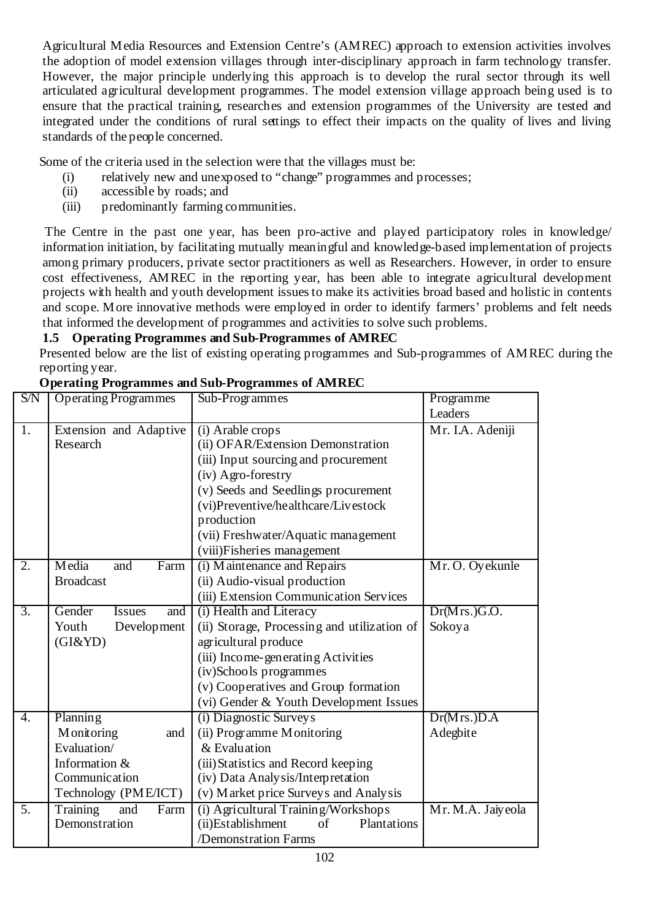Agricultural Media Resources and Extension Centre's (AMREC) approach to extension activities involves the adoption of model extension villages through inter-disciplinary approach in farm technology transfer. However, the major principle underlying this approach is to develop the rural sector through its well articulated agricultural development programmes. The model extension village approach being used is to ensure that the practical training, researches and extension programmes of the University are tested and integrated under the conditions of rural settings to effect their impacts on the quality of lives and living standards of the people concerned.

Some of the criteria used in the selection were that the villages must be:

(i) relatively new and unexposed to "change" programmes and processes;
(ii) accessible by roads; and
(iii) predominantly farming communities.

The Centre in the past one year, has been pro-active and played participatory roles in knowledge/ information initiation, by facilitating mutually meaningful and knowledge-based implementation of projects among primary producers, private sector practitioners as well as Researchers. However, in order to ensure cost effectiveness, AMREC in the reporting year, has been able to integrate agricultural development projects with health and youth development issues to make its activities broad based and holistic in contents and scope. More innovative methods were employed in order to identify farmers' problems and felt needs that informed the development of programmes and activities to solve such problems.

### 1.5 Operating Programmes and Sub-Programmes of AMREC

Presented below are the list of existing operating programmes and Sub-programmes of AMREC during the reporting year.

**Operating Programmes and Sub-Programmes of AMREC**

| S/N | Operating Programmes | Sub-Programmes | Programme Leaders |
|---|---|---|---|
| 1. | Extension and Adaptive Research | (i) Arable crops<br>(ii) OFAR/Extension Demonstration<br>(iii) Input sourcing and procurement<br>(iv) Agro-forestry<br>(v) Seeds and Seedlings procurement<br>(vi)Preventive/healthcare/Livestock production<br>(vii) Freshwater/Aquatic management<br>(viii)Fisheries management | Mr. I.A. Adeniji |
| 2. | Media and Farm Broadcast | (i) Maintenance and Repairs<br>(ii) Audio-visual production<br>(iii) Extension Communication Services | Mr. O. Oyekunle |
| 3. | Gender Issues and Youth Development (GI&YD) | (i) Health and Literacy<br>(ii) Storage, Processing and utilization of agricultural produce<br>(iii) Income-generating Activities<br>(iv)Schools programmes<br>(v) Cooperatives and Group formation<br>(vi) Gender & Youth Development Issues | Dr(Mrs.)G.O. Sokoya |
| 4. | Planning Monitoring and Evaluation/ Information & Communication Technology (PME/ICT) | (i) Diagnostic Surveys<br>(ii) Programme Monitoring & Evaluation<br>(iii) Statistics and Record keeping<br>(iv) Data Analysis/Interpretation<br>(v) Market price Surveys and Analysis | Dr(Mrs.)D.A Adegbite |
| 5. | Training and Farm Demonstration | (i) Agricultural Training/Workshops<br>(ii)Establishment of Plantations /Demonstration Farms | Mr. M.A. Jaiyeola |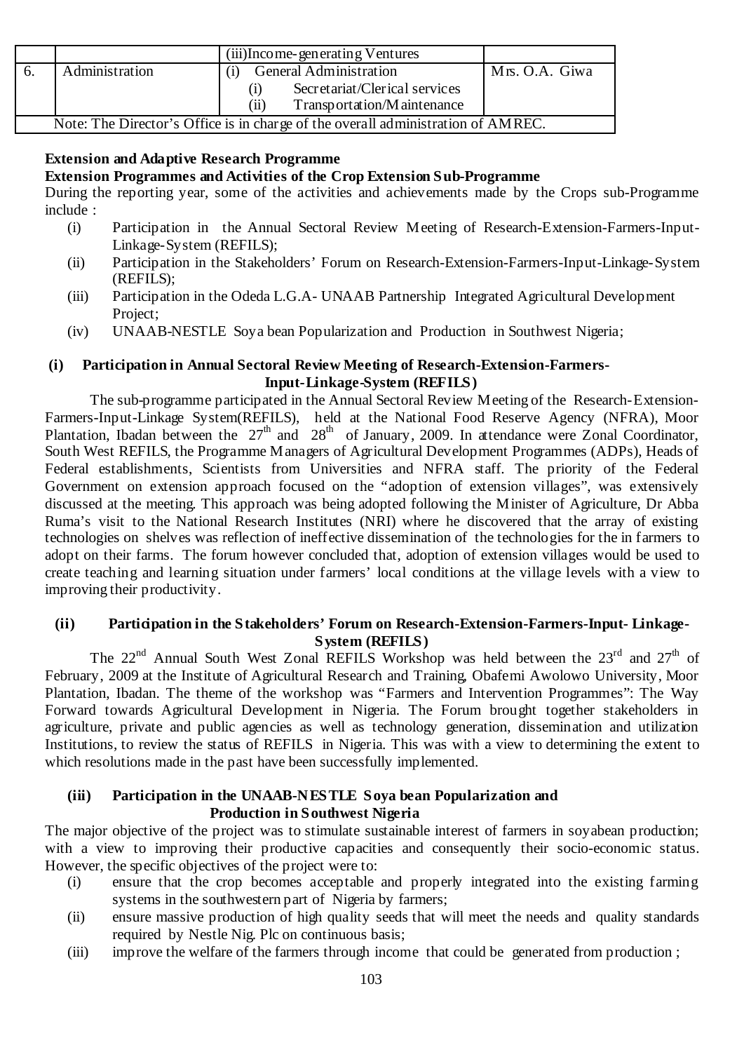|  |  | (iii)Income-generating Ventures |  |
|---|---|---|---|
| 6. | Administration | (i) General Administration<br>(i) Secretariat/Clerical services<br>(ii) Transportation/Maintenance | Mrs. O.A. Giwa |
| Note: The Director's Office is in charge of the overall administration of AMREC. |  |  |  |

**Extension and Adaptive Research Programme**

**Extension Programmes and Activities of the Crop Extension Sub-Programme**

During the reporting year, some of the activities and achievements made by the Crops sub-Programme include :

(i) Participation in the Annual Sectoral Review Meeting of Research-Extension-Farmers-Input-Linkage-System (REFILS);
(ii) Participation in the Stakeholders' Forum on Research-Extension-Farmers-Input-Linkage-System (REFILS);
(iii) Participation in the Odeda L.G.A- UNAAB Partnership Integrated Agricultural Development Project;
(iv) UNAAB-NESTLE Soya bean Popularization and Production in Southwest Nigeria;

**(i) Participation in Annual Sectoral Review Meeting of Research-Extension-Farmers-Input-Linkage-System (REFILS)**

The sub-programme participated in the Annual Sectoral Review Meeting of the Research-Extension-Farmers-Input-Linkage System(REFILS), held at the National Food Reserve Agency (NFRA), Moor Plantation, Ibadan between the 27th and 28th of January, 2009. In attendance were Zonal Coordinator, South West REFILS, the Programme Managers of Agricultural Development Programmes (ADPs), Heads of Federal establishments, Scientists from Universities and NFRA staff. The priority of the Federal Government on extension approach focused on the "adoption of extension villages", was extensively discussed at the meeting. This approach was being adopted following the Minister of Agriculture, Dr Abba Ruma's visit to the National Research Institutes (NRI) where he discovered that the array of existing technologies on shelves was reflection of ineffective dissemination of the technologies for the in farmers to adopt on their farms. The forum however concluded that, adoption of extension villages would be used to create teaching and learning situation under farmers' local conditions at the village levels with a view to improving their productivity.

**(ii) Participation in the Stakeholders' Forum on Research-Extension-Farmers-Input- Linkage-System (REFILS)**

The 22nd Annual South West Zonal REFILS Workshop was held between the 23rd and 27th of February, 2009 at the Institute of Agricultural Research and Training, Obafemi Awolowo University, Moor Plantation, Ibadan. The theme of the workshop was "Farmers and Intervention Programmes": The Way Forward towards Agricultural Development in Nigeria. The Forum brought together stakeholders in agriculture, private and public agencies as well as technology generation, dissemination and utilization Institutions, to review the status of REFILS in Nigeria. This was with a view to determining the extent to which resolutions made in the past have been successfully implemented.

**(iii) Participation in the UNAAB-NESTLE Soya bean Popularization and Production in Southwest Nigeria**

The major objective of the project was to stimulate sustainable interest of farmers in soyabean production; with a view to improving their productive capacities and consequently their socio-economic status. However, the specific objectives of the project were to:

(i) ensure that the crop becomes acceptable and properly integrated into the existing farming systems in the southwestern part of Nigeria by farmers;
(ii) ensure massive production of high quality seeds that will meet the needs and quality standards required by Nestle Nig. Plc on continuous basis;
(iii) improve the welfare of the farmers through income that could be generated from production ;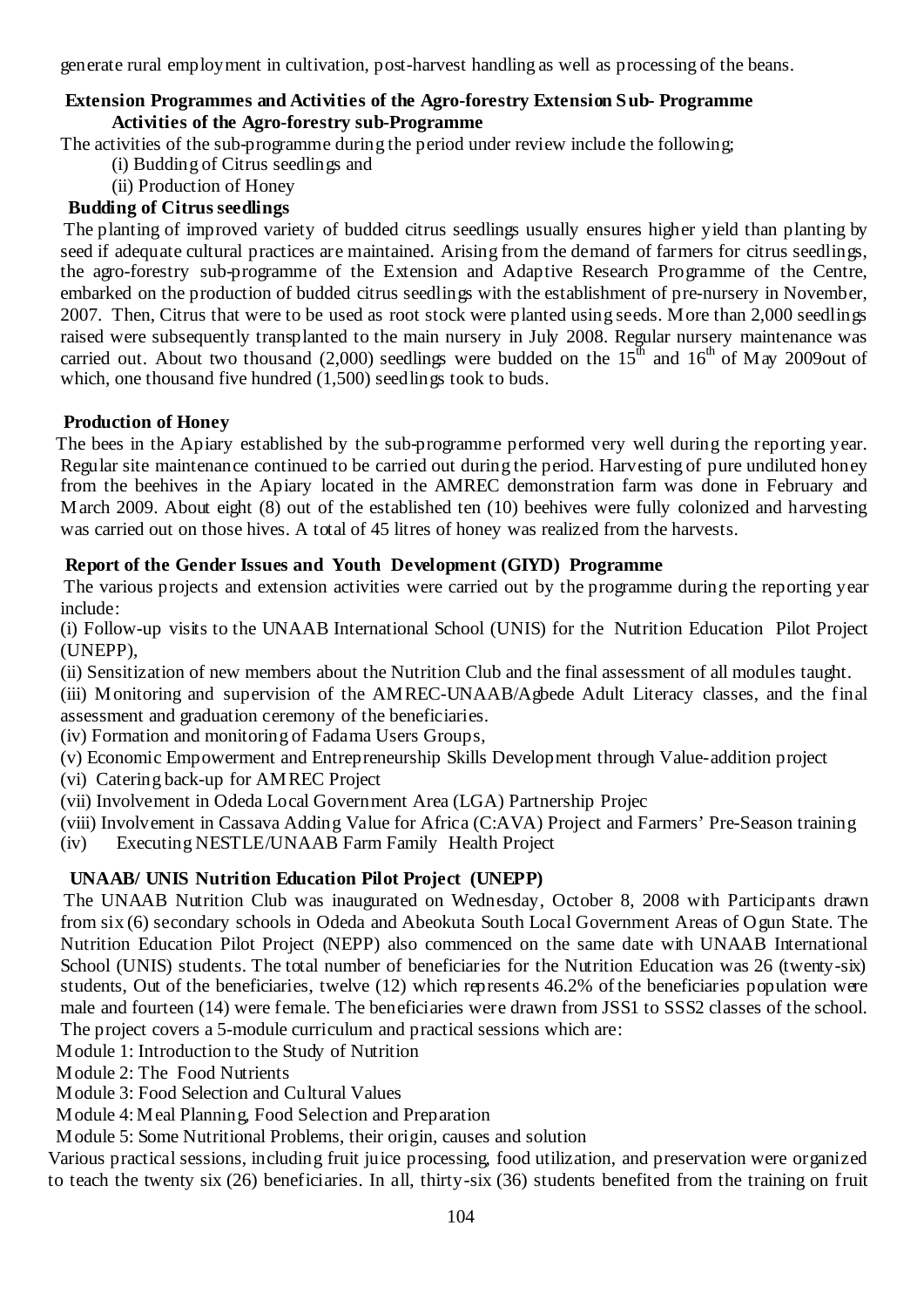generate rural employment in cultivation, post-harvest handling as well as processing of the beans.

## Extension Programmes and Activities of the Agro-forestry Extension Sub- Programme

### Activities of the Agro-forestry sub-Programme

The activities of the sub-programme during the period under review include the following;

(i) Budding of Citrus seedlings and

(ii) Production of Honey

### Budding of Citrus seedlings

The planting of improved variety of budded citrus seedlings usually ensures higher yield than planting by seed if adequate cultural practices are maintained. Arising from the demand of farmers for citrus seedlings, the agro-forestry sub-programme of the Extension and Adaptive Research Programme of the Centre, embarked on the production of budded citrus seedlings with the establishment of pre-nursery in November, 2007. Then, Citrus that were to be used as root stock were planted using seeds. More than 2,000 seedlings raised were subsequently transplanted to the main nursery in July 2008. Regular nursery maintenance was carried out. About two thousand (2,000) seedlings were budded on the 15th and 16th of May 2009out of which, one thousand five hundred (1,500) seedlings took to buds.

### Production of Honey

The bees in the Apiary established by the sub-programme performed very well during the reporting year. Regular site maintenance continued to be carried out during the period. Harvesting of pure undiluted honey from the beehives in the Apiary located in the AMREC demonstration farm was done in February and March 2009. About eight (8) out of the established ten (10) beehives were fully colonized and harvesting was carried out on those hives. A total of 45 litres of honey was realized from the harvests.

## Report of the Gender Issues and Youth Development (GIYD) Programme

The various projects and extension activities were carried out by the programme during the reporting year include:

(i) Follow-up visits to the UNAAB International School (UNIS) for the Nutrition Education Pilot Project (UNEPP),

(ii) Sensitization of new members about the Nutrition Club and the final assessment of all modules taught.

(iii) Monitoring and supervision of the AMREC-UNAAB/Agbede Adult Literacy classes, and the final assessment and graduation ceremony of the beneficiaries.

(iv) Formation and monitoring of Fadama Users Groups,

(v) Economic Empowerment and Entrepreneurship Skills Development through Value-addition project

(vi) Catering back-up for AMREC Project

(vii) Involvement in Odeda Local Government Area (LGA) Partnership Projec

(viii) Involvement in Cassava Adding Value for Africa (C:AVA) Project and Farmers' Pre-Season training

(iv) Executing NESTLE/UNAAB Farm Family Health Project

### UNAAB/ UNIS Nutrition Education Pilot Project (UNEPP)

The UNAAB Nutrition Club was inaugurated on Wednesday, October 8, 2008 with Participants drawn from six (6) secondary schools in Odeda and Abeokuta South Local Government Areas of Ogun State. The Nutrition Education Pilot Project (NEPP) also commenced on the same date with UNAAB International School (UNIS) students. The total number of beneficiaries for the Nutrition Education was 26 (twenty-six) students, Out of the beneficiaries, twelve (12) which represents 46.2% of the beneficiaries population were male and fourteen (14) were female. The beneficiaries were drawn from JSS1 to SSS2 classes of the school. The project covers a 5-module curriculum and practical sessions which are:

Module 1: Introduction to the Study of Nutrition

Module 2: The Food Nutrients

Module 3: Food Selection and Cultural Values

Module 4: Meal Planning, Food Selection and Preparation

Module 5: Some Nutritional Problems, their origin, causes and solution

Various practical sessions, including fruit juice processing, food utilization, and preservation were organized to teach the twenty six (26) beneficiaries. In all, thirty-six (36) students benefited from the training on fruit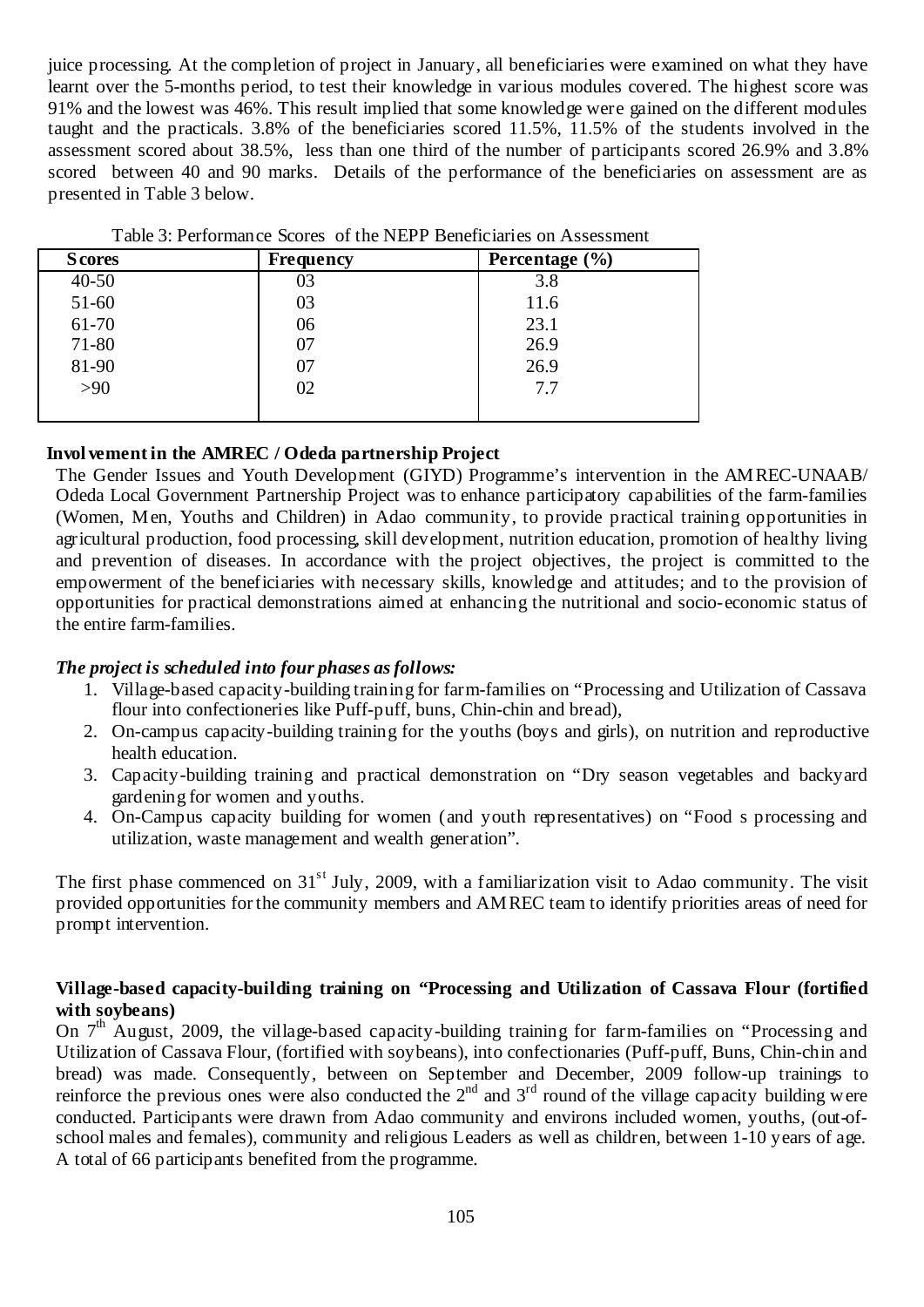juice processing. At the completion of project in January, all beneficiaries were examined on what they have learnt over the 5-months period, to test their knowledge in various modules covered. The highest score was 91% and the lowest was 46%. This result implied that some knowledge were gained on the different modules taught and the practicals. 3.8% of the beneficiaries scored 11.5%, 11.5% of the students involved in the assessment scored about 38.5%, less than one third of the number of participants scored 26.9% and 3.8% scored between 40 and 90 marks. Details of the performance of the beneficiaries on assessment are as presented in Table 3 below.

Table 3: Performance Scores of the NEPP Beneficiaries on Assessment

| Scores | Frequency | Percentage (%) |
|---|---|---|
| 40-50 | 03 | 3.8 |
| 51-60 | 03 | 11.6 |
| 61-70 | 06 | 23.1 |
| 71-80 | 07 | 26.9 |
| 81-90 | 07 | 26.9 |
| >90 | 02 | 7.7 |

**Involvement in the AMREC / Odeda partnership Project**

The Gender Issues and Youth Development (GIYD) Programme's intervention in the AMREC-UNAAB/ Odeda Local Government Partnership Project was to enhance participatory capabilities of the farm-families (Women, Men, Youths and Children) in Adao community, to provide practical training opportunities in agricultural production, food processing, skill development, nutrition education, promotion of healthy living and prevention of diseases. In accordance with the project objectives, the project is committed to the empowerment of the beneficiaries with necessary skills, knowledge and attitudes; and to the provision of opportunities for practical demonstrations aimed at enhancing the nutritional and socio-economic status of the entire farm-families.

***The project is scheduled into four phases as follows:***

1. Village-based capacity-building training for farm-families on "Processing and Utilization of Cassava flour into confectioneries like Puff-puff, buns, Chin-chin and bread),
2. On-campus capacity-building training for the youths (boys and girls), on nutrition and reproductive health education.
3. Capacity-building training and practical demonstration on "Dry season vegetables and backyard gardening for women and youths.
4. On-Campus capacity building for women (and youth representatives) on "Food s processing and utilization, waste management and wealth generation".

The first phase commenced on 31st July, 2009, with a familiarization visit to Adao community. The visit provided opportunities for the community members and AMREC team to identify priorities areas of need for prompt intervention.

**Village-based capacity-building training on "Processing and Utilization of Cassava Flour (fortified with soybeans)**

On 7th August, 2009, the village-based capacity-building training for farm-families on "Processing and Utilization of Cassava Flour, (fortified with soybeans), into confectionaries (Puff-puff, Buns, Chin-chin and bread) was made. Consequently, between on September and December, 2009 follow-up trainings to reinforce the previous ones were also conducted the 2nd and 3rd round of the village capacity building were conducted. Participants were drawn from Adao community and environs included women, youths, (out-of-school males and females), community and religious Leaders as well as children, between 1-10 years of age. A total of 66 participants benefited from the programme.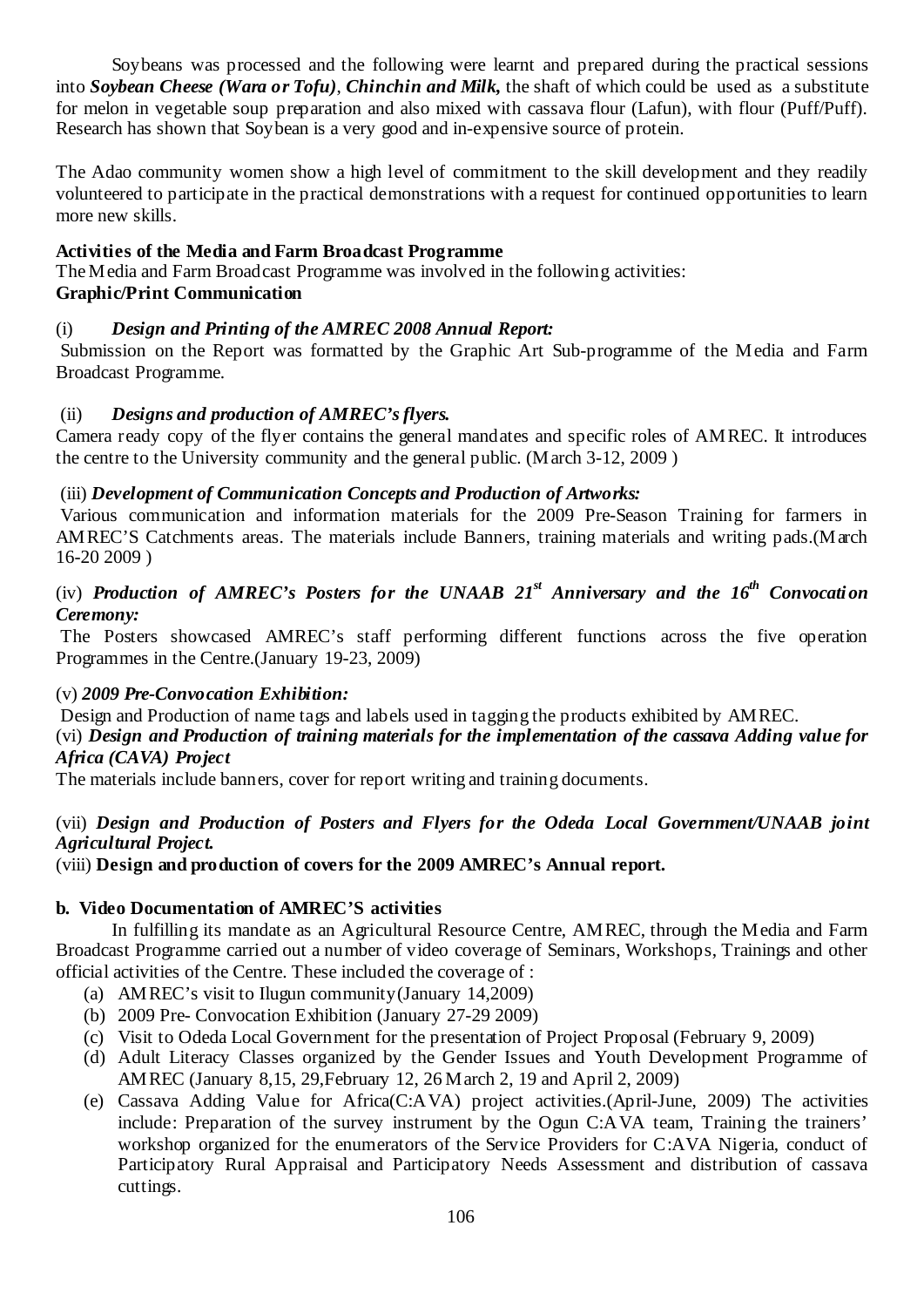Soybeans was processed and the following were learnt and prepared during the practical sessions into ***Soybean Cheese (Wara or Tofu)***, ***Chinchin and Milk,*** the shaft of which could be used as a substitute for melon in vegetable soup preparation and also mixed with cassava flour (Lafun), with flour (Puff/Puff). Research has shown that Soybean is a very good and in-expensive source of protein.

The Adao community women show a high level of commitment to the skill development and they readily volunteered to participate in the practical demonstrations with a request for continued opportunities to learn more new skills.

**Activities of the Media and Farm Broadcast Programme**

The Media and Farm Broadcast Programme was involved in the following activities:

**Graphic/Print Communication**

(i) ***Design and Printing of the AMREC 2008 Annual Report:***

Submission on the Report was formatted by the Graphic Art Sub-programme of the Media and Farm Broadcast Programme.

(ii) ***Designs and production of AMREC's flyers.***

Camera ready copy of the flyer contains the general mandates and specific roles of AMREC. It introduces the centre to the University community and the general public. (March 3-12, 2009 )

(iii) ***Development of Communication Concepts and Production of Artworks:***

Various communication and information materials for the 2009 Pre-Season Training for farmers in AMREC'S Catchments areas. The materials include Banners, training materials and writing pads.(March 16-20 2009 )

(iv) ***Production of AMREC's Posters for the UNAAB 21st Anniversary and the 16th Convocation Ceremony:***

The Posters showcased AMREC's staff performing different functions across the five operation Programmes in the Centre.(January 19-23, 2009)

(v) ***2009 Pre-Convocation Exhibition:***

Design and Production of name tags and labels used in tagging the products exhibited by AMREC.

(vi) ***Design and Production of training materials for the implementation of the cassava Adding value for Africa (CAVA) Project***

The materials include banners, cover for report writing and training documents.

(vii) ***Design and Production of Posters and Flyers for the Odeda Local Government/UNAAB joint Agricultural Project.***

(viii) **Design and production of covers for the 2009 AMREC's Annual report.**

**b. Video Documentation of AMREC'S activities**

In fulfilling its mandate as an Agricultural Resource Centre, AMREC, through the Media and Farm Broadcast Programme carried out a number of video coverage of Seminars, Workshops, Trainings and other official activities of the Centre. These included the coverage of :

(a) AMREC's visit to Ilugun community(January 14,2009)
(b) 2009 Pre- Convocation Exhibition (January 27-29 2009)
(c) Visit to Odeda Local Government for the presentation of Project Proposal (February 9, 2009)
(d) Adult Literacy Classes organized by the Gender Issues and Youth Development Programme of AMREC (January 8,15, 29,February 12, 26 March 2, 19 and April 2, 2009)
(e) Cassava Adding Value for Africa(C:AVA) project activities.(April-June, 2009) The activities include: Preparation of the survey instrument by the Ogun C:AVA team, Training the trainers' workshop organized for the enumerators of the Service Providers for C:AVA Nigeria, conduct of Participatory Rural Appraisal and Participatory Needs Assessment and distribution of cassava cuttings.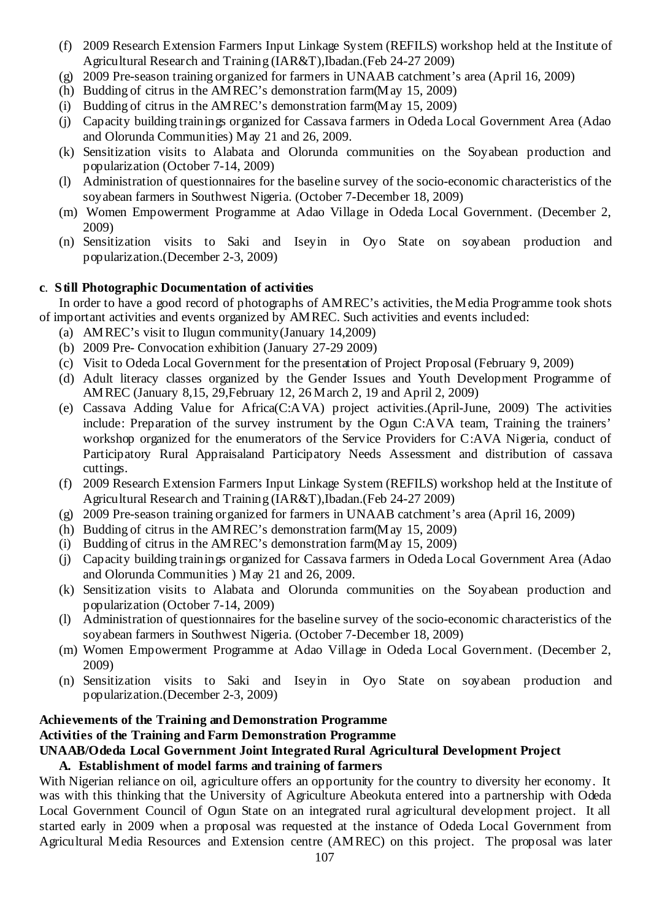(f) 2009 Research Extension Farmers Input Linkage System (REFILS) workshop held at the Institute of Agricultural Research and Training (IAR&T),Ibadan.(Feb 24-27 2009)

(g) 2009 Pre-season training organized for farmers in UNAAB catchment's area (April 16, 2009)

(h) Budding of citrus in the AMREC's demonstration farm(May 15, 2009)

(i) Budding of citrus in the AMREC's demonstration farm(May 15, 2009)

(j) Capacity building trainings organized for Cassava farmers in Odeda Local Government Area (Adao and Olorunda Communities) May 21 and 26, 2009.

(k) Sensitization visits to Alabata and Olorunda communities on the Soyabean production and popularization (October 7-14, 2009)

(l) Administration of questionnaires for the baseline survey of the socio-economic characteristics of the soyabean farmers in Southwest Nigeria. (October 7-December 18, 2009)

(m) Women Empowerment Programme at Adao Village in Odeda Local Government. (December 2, 2009)

(n) Sensitization visits to Saki and Iseyin in Oyo State on soyabean production and popularization.(December 2-3, 2009)

**c. Still Photographic Documentation of activities**

In order to have a good record of photographs of AMREC's activities, the Media Programme took shots of important activities and events organized by AMREC. Such activities and events included:

(a) AMREC's visit to Ilugun community(January 14,2009)

(b) 2009 Pre- Convocation exhibition (January 27-29 2009)

(c) Visit to Odeda Local Government for the presentation of Project Proposal (February 9, 2009)

(d) Adult literacy classes organized by the Gender Issues and Youth Development Programme of AMREC (January 8,15, 29,February 12, 26 March 2, 19 and April 2, 2009)

(e) Cassava Adding Value for Africa(C:AVA) project activities.(April-June, 2009) The activities include: Preparation of the survey instrument by the Ogun C:AVA team, Training the trainers' workshop organized for the enumerators of the Service Providers for C:AVA Nigeria, conduct of Participatory Rural Appraisaland Participatory Needs Assessment and distribution of cassava cuttings.

(f) 2009 Research Extension Farmers Input Linkage System (REFILS) workshop held at the Institute of Agricultural Research and Training (IAR&T),Ibadan.(Feb 24-27 2009)

(g) 2009 Pre-season training organized for farmers in UNAAB catchment's area (April 16, 2009)

(h) Budding of citrus in the AMREC's demonstration farm(May 15, 2009)

(i) Budding of citrus in the AMREC's demonstration farm(May 15, 2009)

(j) Capacity building trainings organized for Cassava farmers in Odeda Local Government Area (Adao and Olorunda Communities ) May 21 and 26, 2009.

(k) Sensitization visits to Alabata and Olorunda communities on the Soyabean production and popularization (October 7-14, 2009)

(l) Administration of questionnaires for the baseline survey of the socio-economic characteristics of the soyabean farmers in Southwest Nigeria. (October 7-December 18, 2009)

(m) Women Empowerment Programme at Adao Village in Odeda Local Government. (December 2, 2009)

(n) Sensitization visits to Saki and Iseyin in Oyo State on soyabean production and popularization.(December 2-3, 2009)

**Achievements of the Training and Demonstration Programme**

**Activities of the Training and Farm Demonstration Programme**

**UNAAB/Odeda Local Government Joint Integrated Rural Agricultural Development Project**

**A. Establishment of model farms and training of farmers**

With Nigerian reliance on oil, agriculture offers an opportunity for the country to diversity her economy. It was with this thinking that the University of Agriculture Abeokuta entered into a partnership with Odeda Local Government Council of Ogun State on an integrated rural agricultural development project. It all started early in 2009 when a proposal was requested at the instance of Odeda Local Government from Agricultural Media Resources and Extension centre (AMREC) on this project. The proposal was later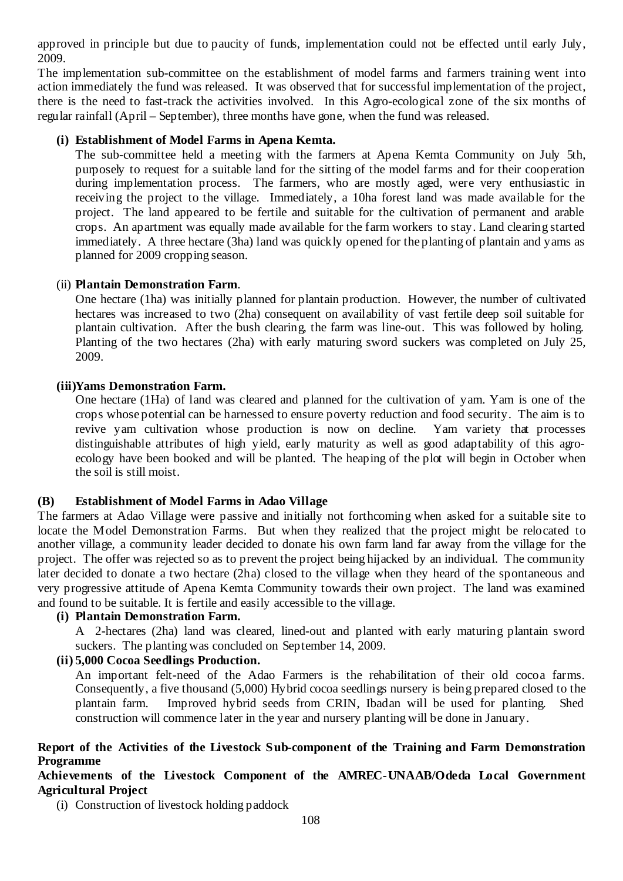approved in principle but due to paucity of funds, implementation could not be effected until early July, 2009.

The implementation sub-committee on the establishment of model farms and farmers training went into action immediately the fund was released. It was observed that for successful implementation of the project, there is the need to fast-track the activities involved. In this Agro-ecological zone of the six months of regular rainfall (April – September), three months have gone, when the fund was released.

**(i) Establishment of Model Farms in Apena Kemta.**

The sub-committee held a meeting with the farmers at Apena Kemta Community on July 5th, purposely to request for a suitable land for the sitting of the model farms and for their cooperation during implementation process. The farmers, who are mostly aged, were very enthusiastic in receiving the project to the village. Immediately, a 10ha forest land was made available for the project. The land appeared to be fertile and suitable for the cultivation of permanent and arable crops. An apartment was equally made available for the farm workers to stay. Land clearing started immediately. A three hectare (3ha) land was quickly opened for the planting of plantain and yams as planned for 2009 cropping season.

(ii) **Plantain Demonstration Farm**.

One hectare (1ha) was initially planned for plantain production. However, the number of cultivated hectares was increased to two (2ha) consequent on availability of vast fertile deep soil suitable for plantain cultivation. After the bush clearing, the farm was line-out. This was followed by holing. Planting of the two hectares (2ha) with early maturing sword suckers was completed on July 25, 2009.

**(iii)Yams Demonstration Farm.**

One hectare (1Ha) of land was cleared and planned for the cultivation of yam. Yam is one of the crops whose potential can be harnessed to ensure poverty reduction and food security. The aim is to revive yam cultivation whose production is now on decline. Yam variety that processes distinguishable attributes of high yield, early maturity as well as good adaptability of this agro-ecology have been booked and will be planted. The heaping of the plot will begin in October when the soil is still moist.

**(B) Establishment of Model Farms in Adao Village**

The farmers at Adao Village were passive and initially not forthcoming when asked for a suitable site to locate the Model Demonstration Farms. But when they realized that the project might be relocated to another village, a community leader decided to donate his own farm land far away from the village for the project. The offer was rejected so as to prevent the project being hijacked by an individual. The community later decided to donate a two hectare (2ha) closed to the village when they heard of the spontaneous and very progressive attitude of Apena Kemta Community towards their own project. The land was examined and found to be suitable. It is fertile and easily accessible to the village.

**(i) Plantain Demonstration Farm.**

A 2-hectares (2ha) land was cleared, lined-out and planted with early maturing plantain sword suckers. The planting was concluded on September 14, 2009.

**(ii) 5,000 Cocoa Seedlings Production.**

An important felt-need of the Adao Farmers is the rehabilitation of their old cocoa farms. Consequently, a five thousand (5,000) Hybrid cocoa seedlings nursery is being prepared closed to the plantain farm. Improved hybrid seeds from CRIN, Ibadan will be used for planting. Shed construction will commence later in the year and nursery planting will be done in January.

**Report of the Activities of the Livestock Sub-component of the Training and Farm Demonstration Programme**

**Achievements of the Livestock Component of the AMREC-UNAAB/Odeda Local Government Agricultural Project**

(i) Construction of livestock holding paddock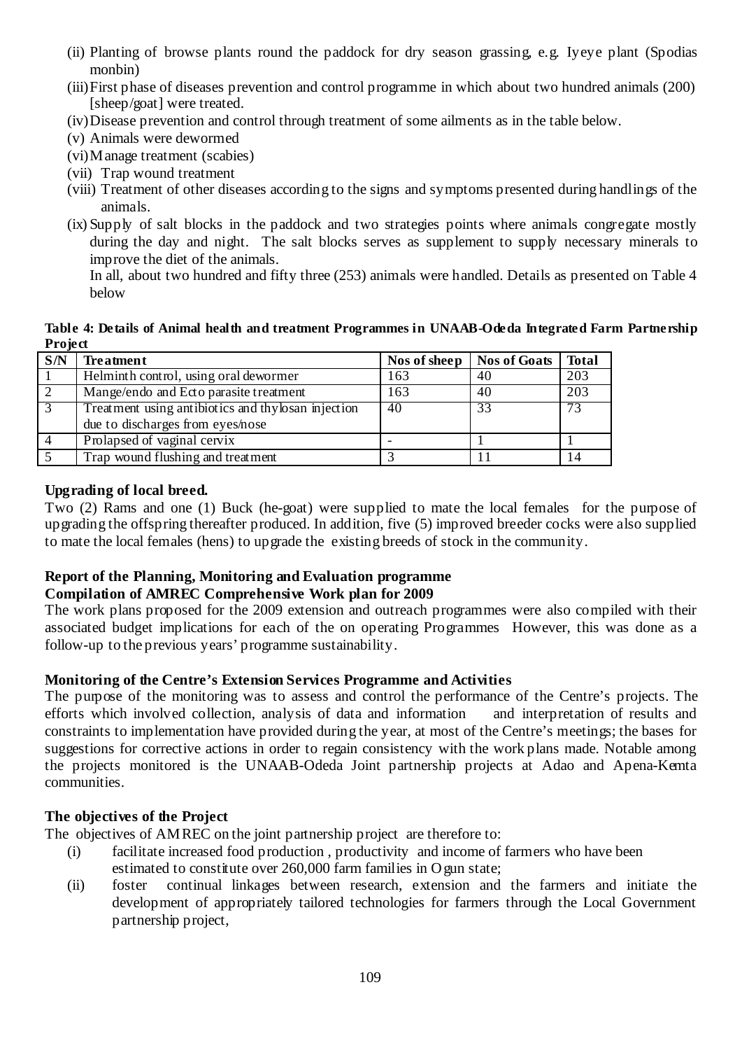(ii) Planting of browse plants round the paddock for dry season grassing, e.g. Iyeye plant (Spodias monbin)

(iii) First phase of diseases prevention and control programme in which about two hundred animals (200) [sheep/goat] were treated.

(iv) Disease prevention and control through treatment of some ailments as in the table below.

(v) Animals were dewormed

(vi) Manage treatment (scabies)

(vii) Trap wound treatment

(viii) Treatment of other diseases according to the signs and symptoms presented during handlings of the animals.

(ix) Supply of salt blocks in the paddock and two strategies points where animals congregate mostly during the day and night. The salt blocks serves as supplement to supply necessary minerals to improve the diet of the animals.

In all, about two hundred and fifty three (253) animals were handled. Details as presented on Table 4 below

**Table 4: Details of Animal health and treatment Programmes in UNAAB-Odeda Integrated Farm Partnership Project**

| S/N | Treatment | Nos of sheep | Nos of Goats | Total |
|---|---|---|---|---|
| 1 | Helminth control, using oral dewormer | 163 | 40 | 203 |
| 2 | Mange/endo and Ecto parasite treatment | 163 | 40 | 203 |
| 3 | Treatment using antibiotics and thylosan injection due to discharges from eyes/nose | 40 | 33 | 73 |
| 4 | Prolapsed of vaginal cervix | - | 1 | 1 |
| 5 | Trap wound flushing and treatment | 3 | 11 | 14 |

**Upgrading of local breed.**

Two (2) Rams and one (1) Buck (he-goat) were supplied to mate the local females for the purpose of upgrading the offspring thereafter produced. In addition, five (5) improved breeder cocks were also supplied to mate the local females (hens) to upgrade the existing breeds of stock in the community.

**Report of the Planning, Monitoring and Evaluation programme**

**Compilation of AMREC Comprehensive Work plan for 2009**

The work plans proposed for the 2009 extension and outreach programmes were also compiled with their associated budget implications for each of the on operating Programmes However, this was done as a follow-up to the previous years' programme sustainability.

**Monitoring of the Centre's Extension Services Programme and Activities**

The purpose of the monitoring was to assess and control the performance of the Centre's projects. The efforts which involved collection, analysis of data and information and interpretation of results and constraints to implementation have provided during the year, at most of the Centre's meetings; the bases for suggestions for corrective actions in order to regain consistency with the work plans made. Notable among the projects monitored is the UNAAB-Odeda Joint partnership projects at Adao and Apena-Kemta communities.

**The objectives of the Project**

The objectives of AMREC on the joint partnership project are therefore to:

(i) facilitate increased food production , productivity and income of farmers who have been estimated to constitute over 260,000 farm families in Ogun state;

(ii) foster continual linkages between research, extension and the farmers and initiate the development of appropriately tailored technologies for farmers through the Local Government partnership project,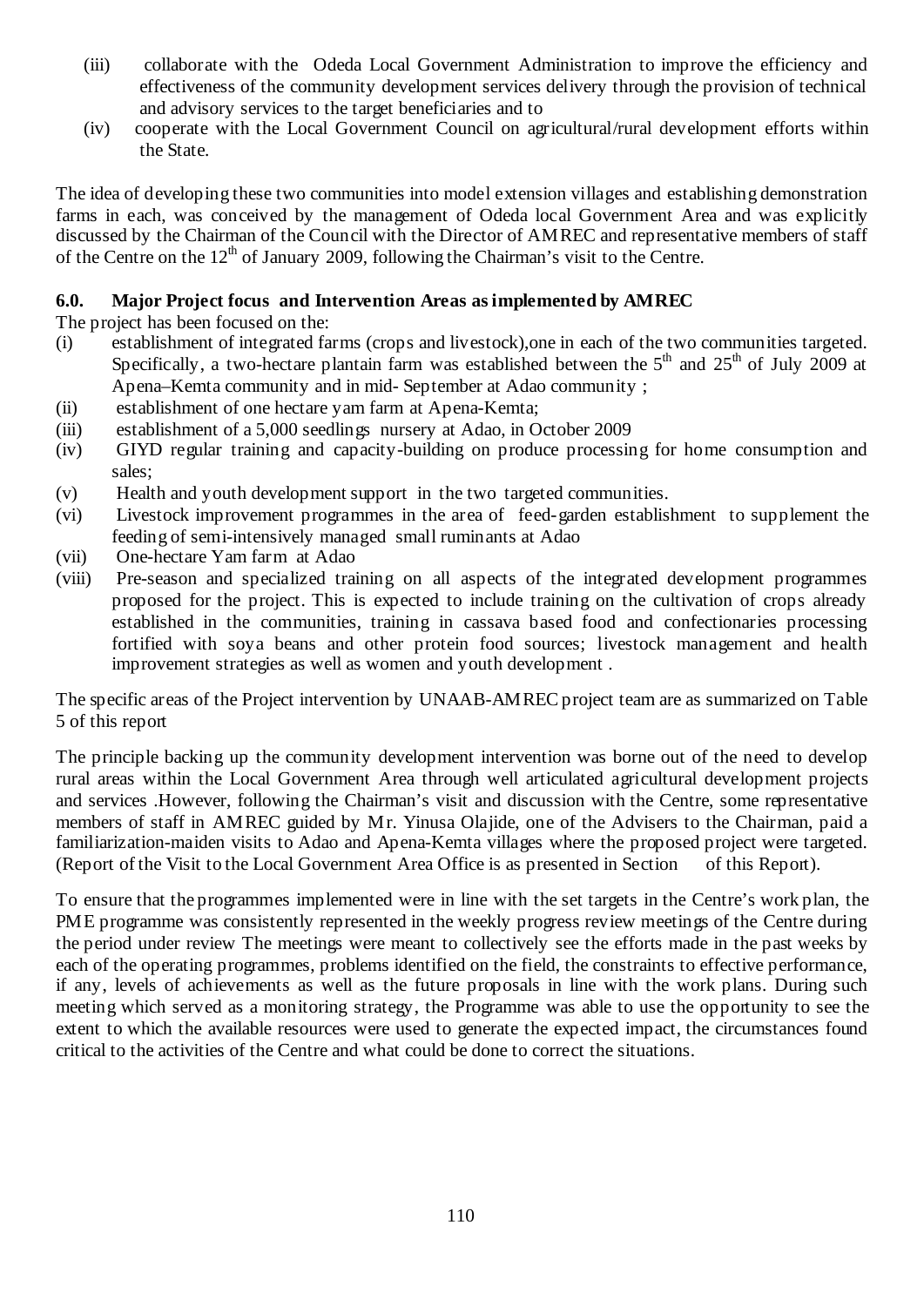(iii) collaborate with the Odeda Local Government Administration to improve the efficiency and effectiveness of the community development services delivery through the provision of technical and advisory services to the target beneficiaries and to

(iv) cooperate with the Local Government Council on agricultural/rural development efforts within the State.

The idea of developing these two communities into model extension villages and establishing demonstration farms in each, was conceived by the management of Odeda local Government Area and was explicitly discussed by the Chairman of the Council with the Director of AMREC and representative members of staff of the Centre on the 12[th] of January 2009, following the Chairman's visit to the Centre.

### 6.0. Major Project focus and Intervention Areas as implemented by AMREC

The project has been focused on the:

(i) establishment of integrated farms (crops and livestock),one in each of the two communities targeted. Specifically, a two-hectare plantain farm was established between the 5[th] and 25[th] of July 2009 at Apena–Kemta community and in mid- September at Adao community ;

(ii) establishment of one hectare yam farm at Apena-Kemta;

(iii) establishment of a 5,000 seedlings nursery at Adao, in October 2009

(iv) GIYD regular training and capacity-building on produce processing for home consumption and sales;

(v) Health and youth development support in the two targeted communities.

(vi) Livestock improvement programmes in the area of feed-garden establishment to supplement the feeding of semi-intensively managed small ruminants at Adao

(vii) One-hectare Yam farm at Adao

(viii) Pre-season and specialized training on all aspects of the integrated development programmes proposed for the project. This is expected to include training on the cultivation of crops already established in the communities, training in cassava based food and confectionaries processing fortified with soya beans and other protein food sources; livestock management and health improvement strategies as well as women and youth development .

The specific areas of the Project intervention by UNAAB-AMREC project team are as summarized on Table 5 of this report

The principle backing up the community development intervention was borne out of the need to develop rural areas within the Local Government Area through well articulated agricultural development projects and services .However, following the Chairman's visit and discussion with the Centre, some representative members of staff in AMREC guided by Mr. Yinusa Olajide, one of the Advisers to the Chairman, paid a familiarization-maiden visits to Adao and Apena-Kemta villages where the proposed project were targeted. (Report of the Visit to the Local Government Area Office is as presented in Section of this Report).

To ensure that the programmes implemented were in line with the set targets in the Centre's work plan, the PME programme was consistently represented in the weekly progress review meetings of the Centre during the period under review The meetings were meant to collectively see the efforts made in the past weeks by each of the operating programmes, problems identified on the field, the constraints to effective performance, if any, levels of achievements as well as the future proposals in line with the work plans. During such meeting which served as a monitoring strategy, the Programme was able to use the opportunity to see the extent to which the available resources were used to generate the expected impact, the circumstances found critical to the activities of the Centre and what could be done to correct the situations.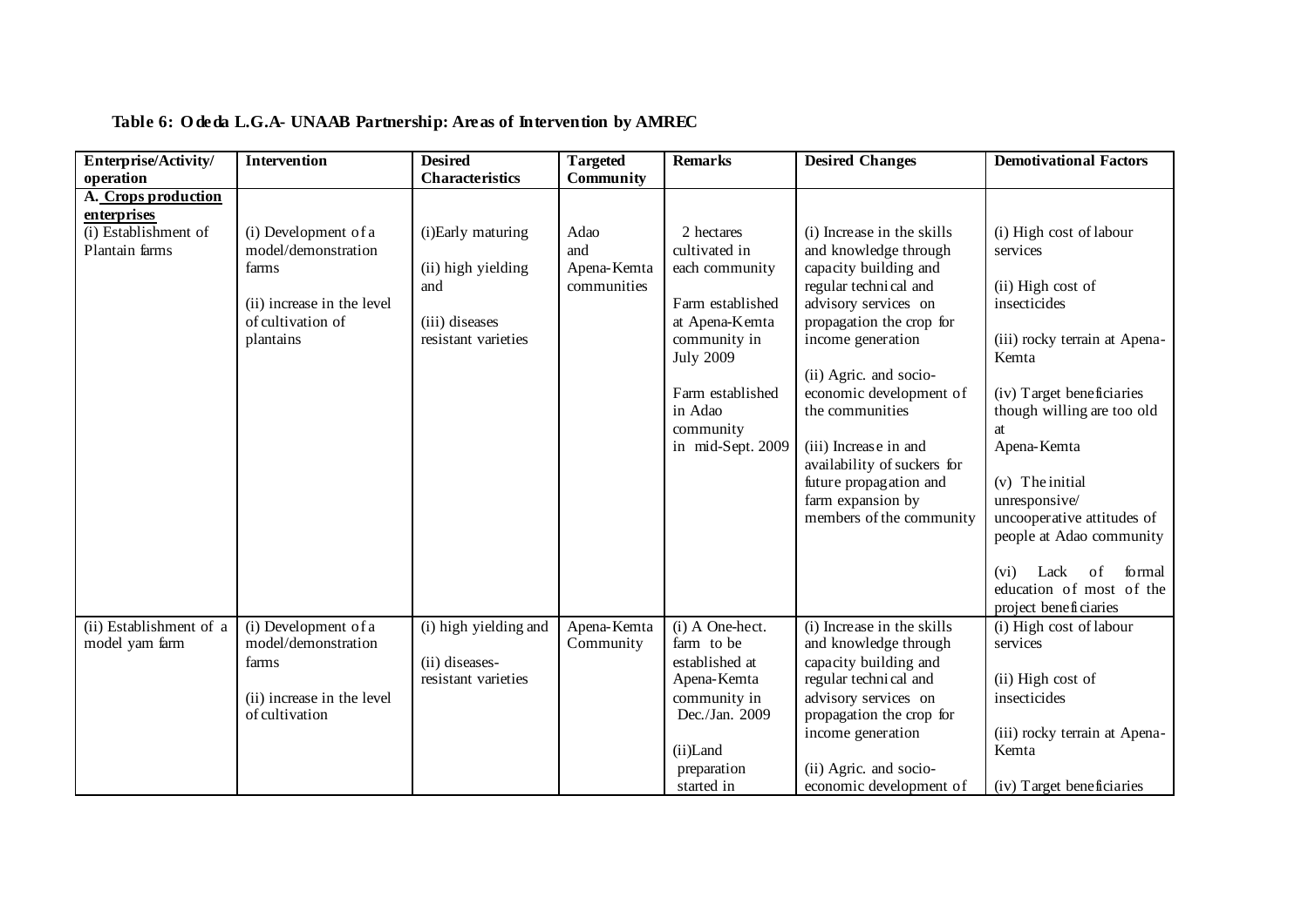**Table 6: Odeda L.G.A- UNAAB Partnership: Areas of Intervention by AMREC**

| Enterprise/Activity/ operation | Intervention | Desired Characteristics | Targeted Community | Remarks | Desired Changes | Demotivational Factors |
|---|---|---|---|---|---|---|
| **A. Crops production enterprises** (i) Establishment of Plantain farms | (i) Development of a model/demonstration farms<br><br>(ii) increase in the level of cultivation of plantains | (i)Early maturing<br><br>(ii) high yielding and<br><br>(iii) diseases resistant varieties | Adao and Apena-Kemta communities | 2 hectares cultivated in each community<br><br>Farm established at Apena-Kemta community in July 2009<br><br>Farm established in Adao community in mid-Sept. 2009 | (i) Increase in the skills and knowledge through capacity building and regular technical and advisory services on propagation the crop for income generation<br><br>(ii) Agric. and socio-economic development of the communities<br><br>(iii) Increase in and availability of suckers for future propagation and farm expansion by members of the community | (i) High cost of labour services<br><br>(ii) High cost of insecticides<br><br>(iii) rocky terrain at Apena-Kemta<br><br>(iv) Target beneficiaries though willing are too old at Apena-Kemta<br><br>(v) The initial unresponsive/ uncooperative attitudes of people at Adao community<br><br>(vi) Lack of formal education of most of the project beneficiaries |
| (ii) Establishment of a model yam farm | (i) Development of a model/demonstration farms<br><br>(ii) increase in the level of cultivation | (i) high yielding and<br><br>(ii) diseases-resistant varieties | Apena-Kemta Community | (i) A One-hect. farm to be established at Apena-Kemta community in Dec./Jan. 2009<br><br>(ii)Land preparation started in | (i) Increase in the skills and knowledge through capacity building and regular technical and advisory services on propagation the crop for income generation<br><br>(ii) Agric. and socio-economic development of | (i) High cost of labour services<br><br>(ii) High cost of insecticides<br><br>(iii) rocky terrain at Apena-Kemta<br><br>(iv) Target beneficiaries |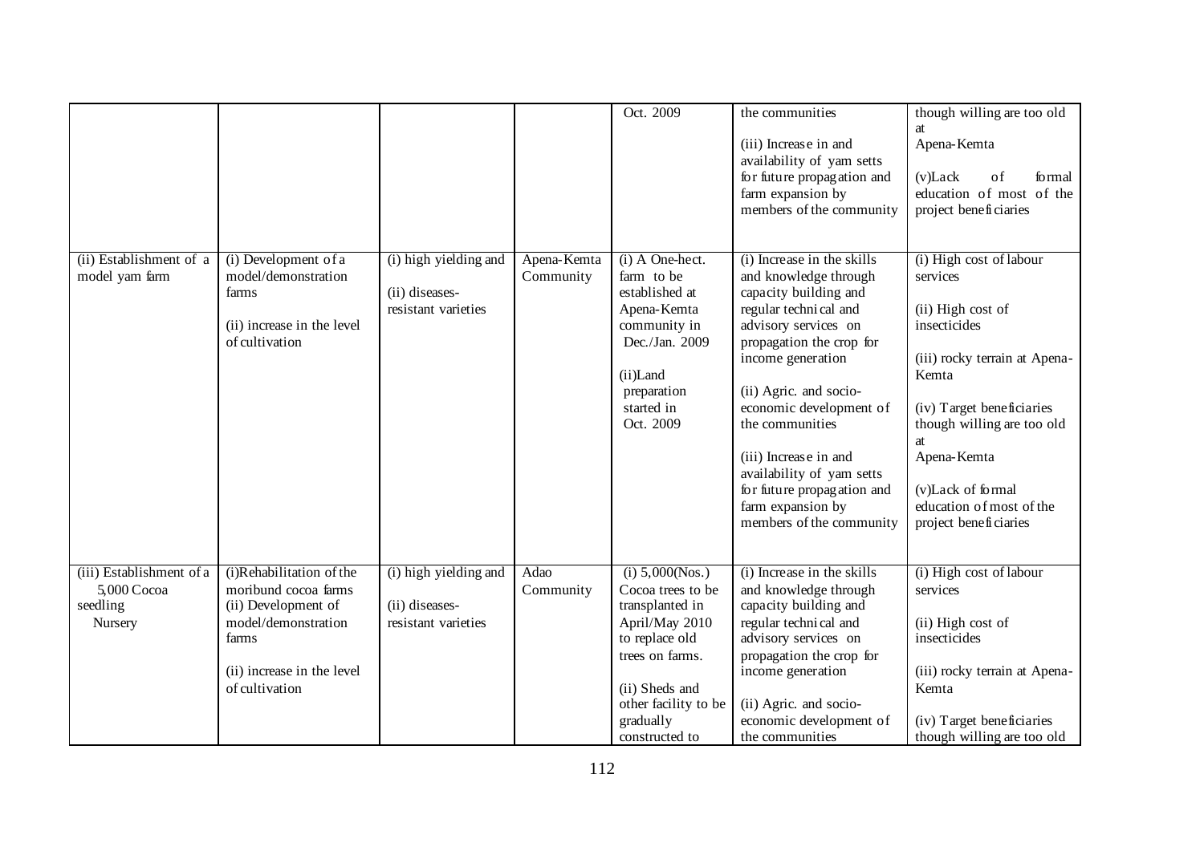| | | | | | | |
|---|---|---|---|---|---|---|
| | | | | Oct. 2009 | the communities<br><br>(iii) Increase in and availability of yam setts for future propagation and farm expansion by members of the community | though willing are too old at Apena-Kemta<br><br>(v)Lack of formal education of most of the project beneficiaries |
| (ii) Establishment of a model yam farm | (i) Development of a model/demonstration farms<br><br>(ii) increase in the level of cultivation | (i) high yielding and<br><br>(ii) diseases-resistant varieties | Apena-Kemta Community | (i) A One-hect. farm to be established at Apena-Kemta community in Dec./Jan. 2009<br><br>(ii)Land preparation started in Oct. 2009 | (i) Increase in the skills and knowledge through capacity building and regular technical and advisory services on propagation the crop for income generation<br><br>(ii) Agric. and socio-economic development of the communities<br><br>(iii) Increase in and availability of yam setts for future propagation and farm expansion by members of the community | (i) High cost of labour services<br><br>(ii) High cost of insecticides<br><br>(iii) rocky terrain at Apena-Kemta<br><br>(iv) Target beneficiaries though willing are too old at Apena-Kemta<br><br>(v)Lack of formal education of most of the project beneficiaries |
| (iii) Establishment of a 5,000 Cocoa seedling Nursery | (i)Rehabilitation of the moribund cocoa farms<br>(ii) Development of model/demonstration farms<br><br>(ii) increase in the level of cultivation | (i) high yielding and<br><br>(ii) diseases-resistant varieties | Adao Community | (i) 5,000(Nos.) Cocoa trees to be transplanted in April/May 2010 to replace old trees on farms.<br><br>(ii) Sheds and other facility to be gradually constructed to | (i) Increase in the skills and knowledge through capacity building and regular technical and advisory services on propagation the crop for income generation<br><br>(ii) Agric. and socio-economic development of the communities | (i) High cost of labour services<br><br>(ii) High cost of insecticides<br><br>(iii) rocky terrain at Apena-Kemta<br><br>(iv) Target beneficiaries though willing are too old |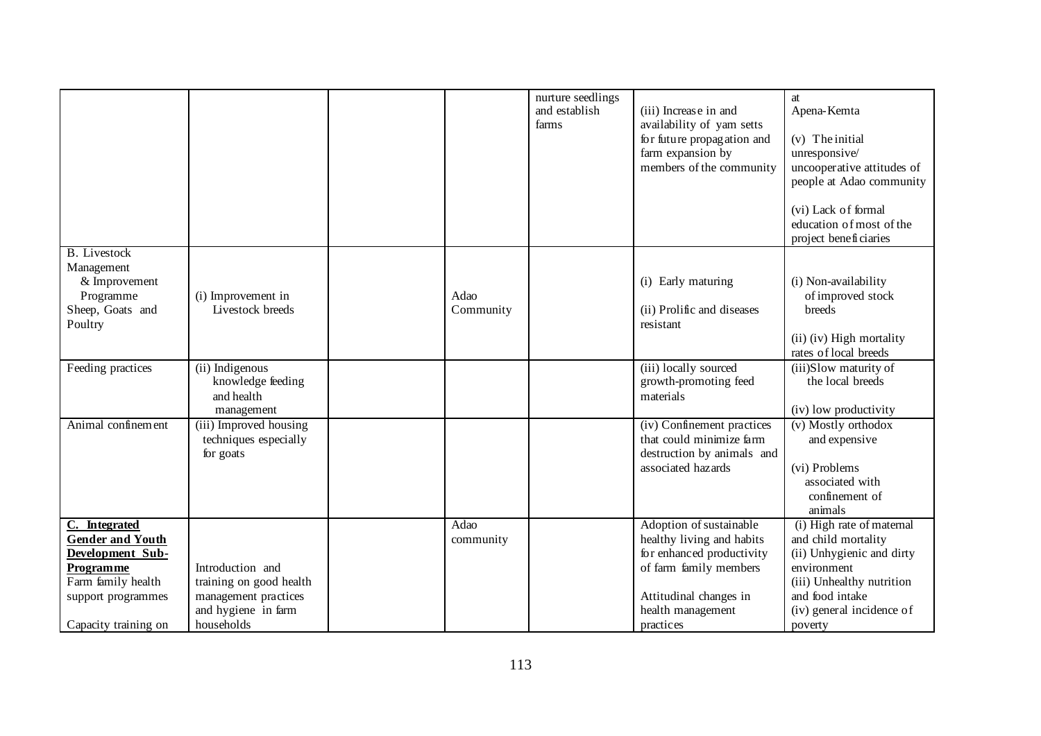|  |  |  |  | nurture seedlings and establish farms | (iii) Increase in and availability of yam setts for future propagation and farm expansion by members of the community | at Apena-Kemta<br><br>(v) The initial unresponsive/ uncooperative attitudes of people at Adao community<br><br>(vi) Lack of formal education of most of the project beneficiaries |
|---|---|---|---|---|---|---|
| B. Livestock Management & Improvement Programme Sheep, Goats and Poultry | (i) Improvement in Livestock breeds |  | Adao Community |  | (i) Early maturing<br><br>(ii) Prolific and diseases resistant | (i) Non-availability of improved stock breeds<br><br>(ii) (iv) High mortality rates of local breeds |
| Feeding practices | (ii) Indigenous knowledge feeding and health management |  |  |  | (iii) locally sourced growth-promoting feed materials | (iii)Slow maturity of the local breeds<br><br>(iv) low productivity |
| Animal confinement | (iii) Improved housing techniques especially for goats |  |  |  | (iv) Confinement practices that could minimize farm destruction by animals and associated hazards | (v) Mostly orthodox and expensive<br><br>(vi) Problems associated with confinement of animals |
| **C. Integrated Gender and Youth Development Sub-Programme**<br>Farm family health support programmes<br><br>Capacity training on | Introduction and training on good health management practices and hygiene in farm households |  | Adao community |  | Adoption of sustainable healthy living and habits for enhanced productivity of farm family members<br><br>Attitudinal changes in health management practices | (i) High rate of maternal and child mortality<br>(ii) Unhygienic and dirty environment<br>(iii) Unhealthy nutrition and food intake<br>(iv) general incidence of poverty |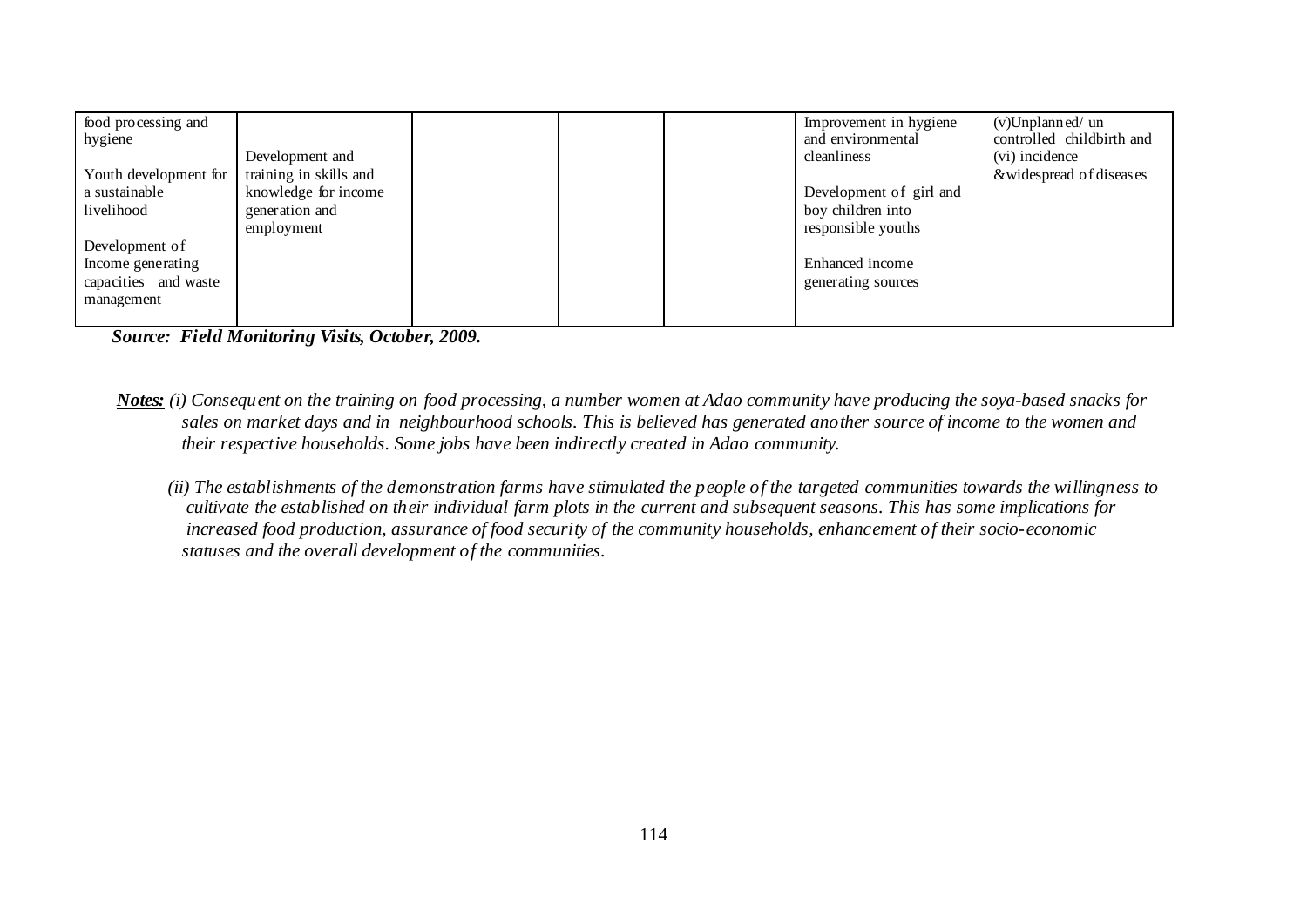| | | | | | | |
|---|---|---|---|---|---|---|
| food processing and hygiene<br><br>Youth development for a sustainable livelihood<br><br>Development of Income generating capacities and waste management | Development and training in skills and knowledge for income generation and employment | | | | Improvement in hygiene and environmental cleanliness<br><br>Development of girl and boy children into responsible youths<br><br>Enhanced income generating sources | (v)Unplanned/ un controlled childbirth and (vi) incidence &widespread of diseases |

***Source: Field Monitoring Visits, October, 2009.***

***Notes:*** *(i) Consequent on the training on food processing, a number women at Adao community have producing the soya-based snacks for sales on market days and in neighbourhood schools. This is believed has generated another source of income to the women and their respective households. Some jobs have been indirectly created in Adao community.*

*(ii) The establishments of the demonstration farms have stimulated the people of the targeted communities towards the willingness to cultivate the established on their individual farm plots in the current and subsequent seasons. This has some implications for increased food production, assurance of food security of the community households, enhancement of their socio-economic statuses and the overall development of the communities.*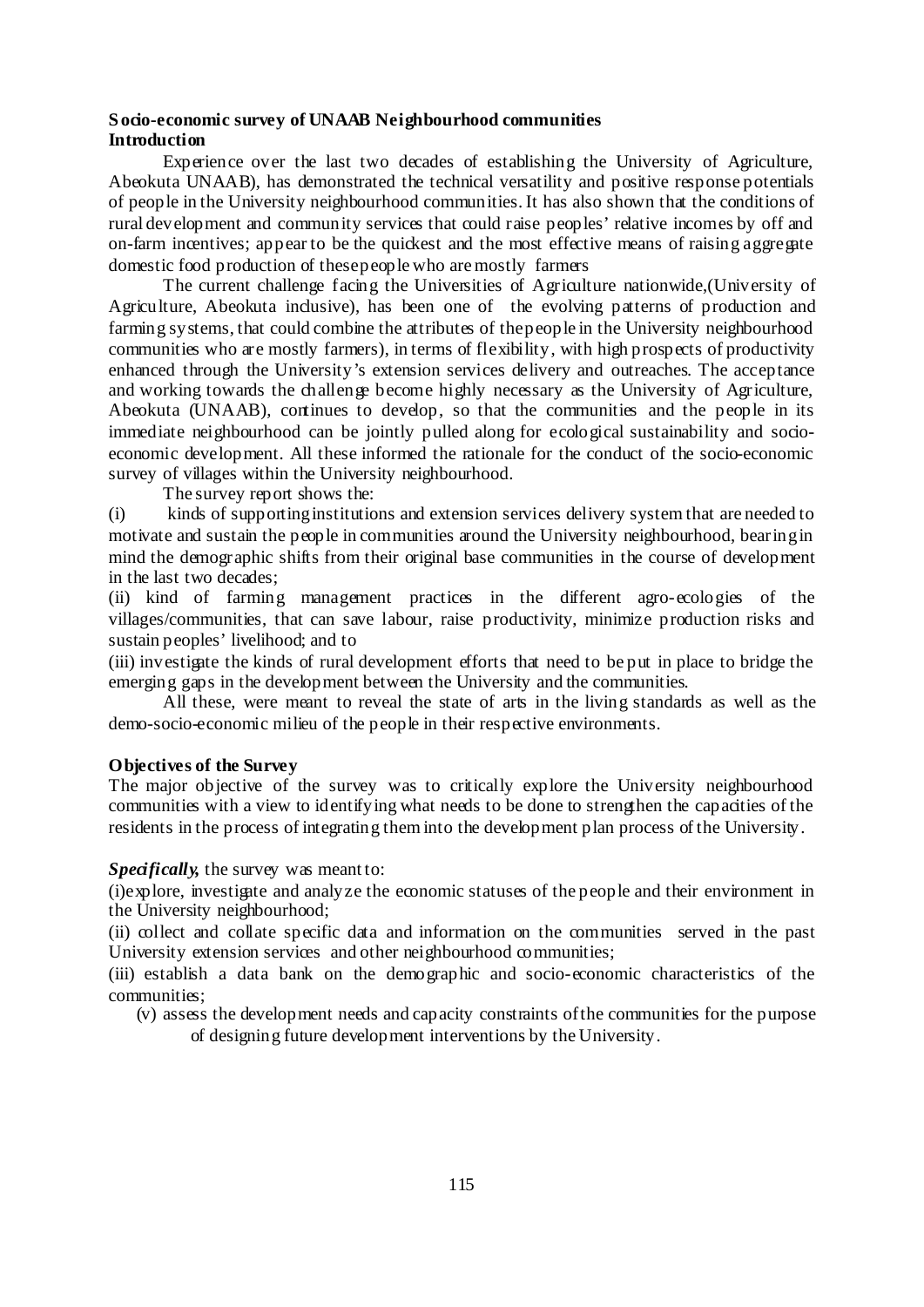**Socio-economic survey of UNAAB Neighbourhood communities**
**Introduction**

Experience over the last two decades of establishing the University of Agriculture, Abeokuta UNAAB), has demonstrated the technical versatility and positive response potentials of people in the University neighbourhood communities. It has also shown that the conditions of rural development and community services that could raise peoples' relative incomes by off and on-farm incentives; appear to be the quickest and the most effective means of raising aggregate domestic food production of these people who are mostly farmers

The current challenge facing the Universities of Agriculture nationwide,(University of Agriculture, Abeokuta inclusive), has been one of the evolving patterns of production and farming systems, that could combine the attributes of the people in the University neighbourhood communities who are mostly farmers), in terms of flexibility, with high prospects of productivity enhanced through the University's extension services delivery and outreaches. The acceptance and working towards the challenge become highly necessary as the University of Agriculture, Abeokuta (UNAAB), continues to develop, so that the communities and the people in its immediate neighbourhood can be jointly pulled along for ecological sustainability and socio-economic development. All these informed the rationale for the conduct of the socio-economic survey of villages within the University neighbourhood.

The survey report shows the:

(i) kinds of supporting institutions and extension services delivery system that are needed to motivate and sustain the people in communities around the University neighbourhood, bearing in mind the demographic shifts from their original base communities in the course of development in the last two decades;

(ii) kind of farming management practices in the different agro-ecologies of the villages/communities, that can save labour, raise productivity, minimize production risks and sustain peoples' livelihood; and to

(iii) investigate the kinds of rural development efforts that need to be put in place to bridge the emerging gaps in the development between the University and the communities.

All these, were meant to reveal the state of arts in the living standards as well as the demo-socio-economic milieu of the people in their respective environments.

**Objectives of the Survey**

The major objective of the survey was to critically explore the University neighbourhood communities with a view to identifying what needs to be done to strengthen the capacities of the residents in the process of integrating them into the development plan process of the University.

***Specifically,*** the survey was meant to:

(i)explore, investigate and analyze the economic statuses of the people and their environment in the University neighbourhood;

(ii) collect and collate specific data and information on the communities served in the past University extension services and other neighbourhood communities;

(iii) establish a data bank on the demographic and socio-economic characteristics of the communities;

(v) assess the development needs and capacity constraints of the communities for the purpose of designing future development interventions by the University.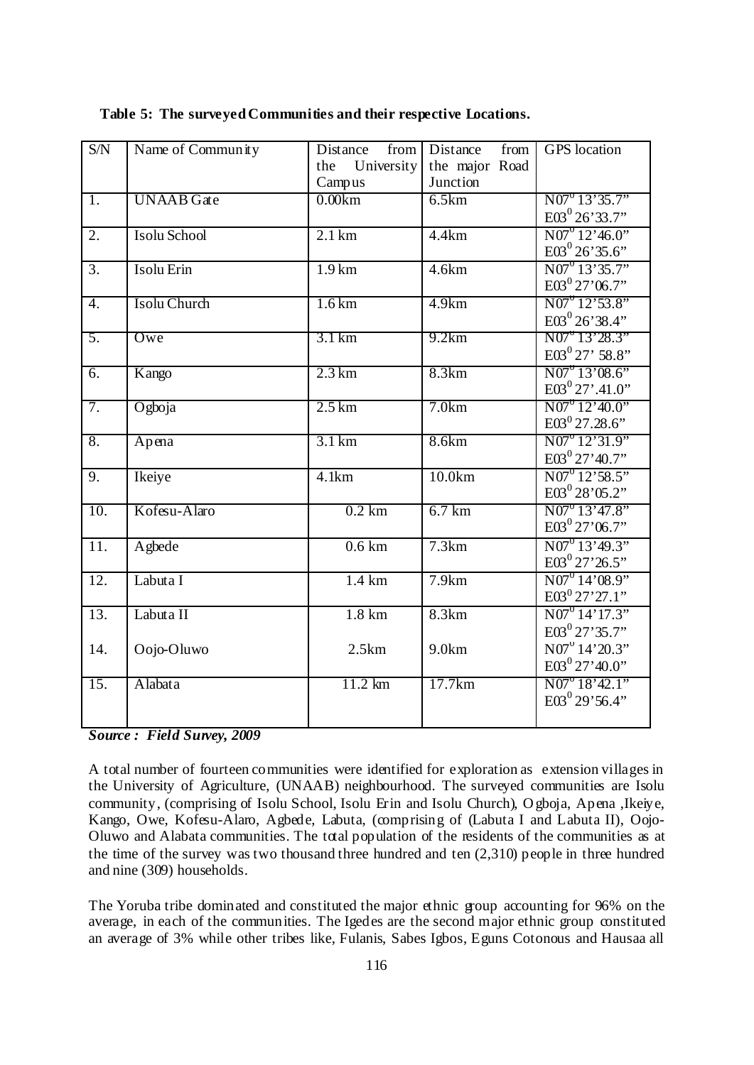**Table 5: The surveyed Communities and their respective Locations.**

| S/N | Name of Community | Distance from the University Campus | Distance from the major Road Junction | GPS location |
|---|---|---|---|---|
| 1. | UNAAB Gate | 0.00km | 6.5km | N07$^0$ 13'35.7" E03$^0$ 26'33.7" |
| 2. | Isolu School | 2.1 km | 4.4km | N07$^0$ 12'46.0" E03$^0$ 26'35.6" |
| 3. | Isolu Erin | 1.9 km | 4.6km | N07$^0$ 13'35.7" E03$^0$ 27'06.7" |
| 4. | Isolu Church | 1.6 km | 4.9km | N07$^0$ 12'53.8" E03$^0$ 26'38.4" |
| 5. | Owe | 3.1 km | 9.2km | N07$^0$ 13'28.3" E03$^0$ 27' 58.8" |
| 6. | Kango | 2.3 km | 8.3km | N07$^0$ 13'08.6" E03$^0$ 27'.41.0" |
| 7. | Ogboja | 2.5 km | 7.0km | N07$^0$ 12'40.0" E03$^0$ 27.28.6" |
| 8. | Apena | 3.1 km | 8.6km | N07$^0$ 12'31.9" E03$^0$ 27'40.7" |
| 9. | Ikeiye | 4.1km | 10.0km | N07$^0$ 12'58.5" E03$^0$ 28'05.2" |
| 10. | Kofesu-Alaro | 0.2 km | 6.7 km | N07$^0$ 13'47.8" E03$^0$ 27'06.7" |
| 11. | Agbede | 0.6 km | 7.3km | N07$^0$ 13'49.3" E03$^0$ 27'26.5" |
| 12. | Labuta I | 1.4 km | 7.9km | N07$^0$ 14'08.9" E03$^0$ 27'27.1" |
| 13. | Labuta II | 1.8 km | 8.3km | N07$^0$ 14'17.3" E03$^0$ 27'35.7" |
| 14. | Oojo-Oluwo | 2.5km | 9.0km | N07$^0$ 14'20.3" E03$^0$ 27'40.0" |
| 15. | Alabata | 11.2 km | 17.7km | N07$^0$ 18'42.1" E03$^0$ 29'56.4" |

***Source : Field Survey, 2009***

A total number of fourteen communities were identified for exploration as extension villages in the University of Agriculture, (UNAAB) neighbourhood. The surveyed communities are Isolu community, (comprising of Isolu School, Isolu Erin and Isolu Church), Ogboja, Apena ,Ikeiye, Kango, Owe, Kofesu-Alaro, Agbede, Labuta, (comprising of (Labuta I and Labuta II), Oojo-Oluwo and Alabata communities. The total population of the residents of the communities as at the time of the survey was two thousand three hundred and ten (2,310) people in three hundred and nine (309) households.

The Yoruba tribe dominated and constituted the major ethnic group accounting for 96% on the average, in each of the communities. The Igedes are the second major ethnic group constituted an average of 3% while other tribes like, Fulanis, Sabes Igbos, Eguns Cotonous and Hausaa all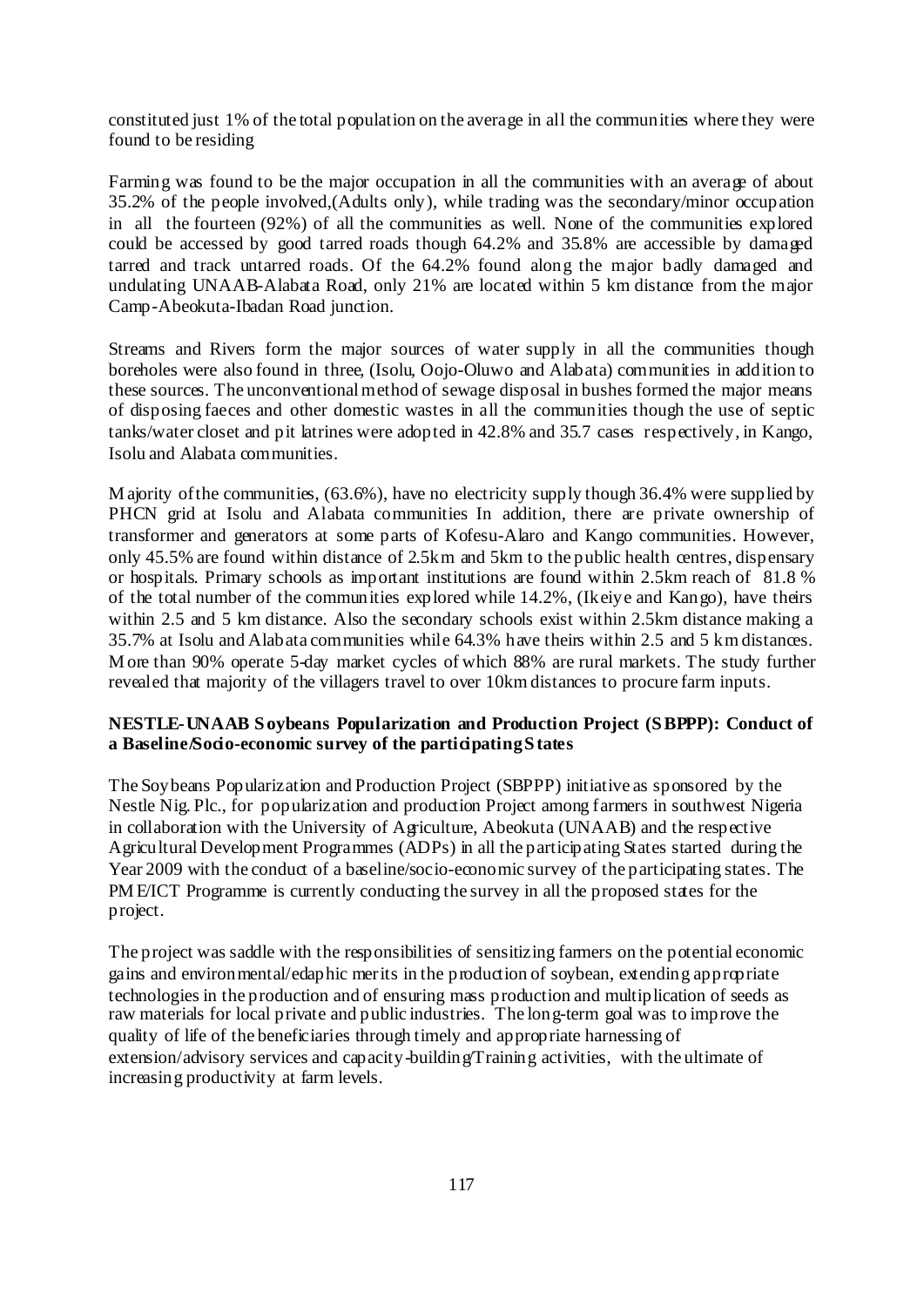constituted just 1% of the total population on the average in all the communities where they were found to be residing

Farming was found to be the major occupation in all the communities with an average of about 35.2% of the people involved,(Adults only), while trading was the secondary/minor occupation in all the fourteen (92%) of all the communities as well. None of the communities explored could be accessed by good tarred roads though 64.2% and 35.8% are accessible by damaged tarred and track untarred roads. Of the 64.2% found along the major badly damaged and undulating UNAAB-Alabata Road, only 21% are located within 5 km distance from the major Camp-Abeokuta-Ibadan Road junction.

Streams and Rivers form the major sources of water supply in all the communities though boreholes were also found in three, (Isolu, Oojo-Oluwo and Alabata) communities in addition to these sources. The unconventional method of sewage disposal in bushes formed the major means of disposing faeces and other domestic wastes in all the communities though the use of septic tanks/water closet and pit latrines were adopted in 42.8% and 35.7 cases respectively, in Kango, Isolu and Alabata communities.

Majority of the communities, (63.6%), have no electricity supply though 36.4% were supplied by PHCN grid at Isolu and Alabata communities In addition, there are private ownership of transformer and generators at some parts of Kofesu-Alaro and Kango communities. However, only 45.5% are found within distance of 2.5km and 5km to the public health centres, dispensary or hospitals. Primary schools as important institutions are found within 2.5km reach of 81.8 % of the total number of the communities explored while 14.2%, (Ikeiye and Kango), have theirs within 2.5 and 5 km distance. Also the secondary schools exist within 2.5km distance making a 35.7% at Isolu and Alabata communities while 64.3% have theirs within 2.5 and 5 km distances. More than 90% operate 5-day market cycles of which 88% are rural markets. The study further revealed that majority of the villagers travel to over 10km distances to procure farm inputs.

**NESTLE-UNAAB Soybeans Popularization and Production Project (SBPPP): Conduct of a Baseline/Socio-economic survey of the participating States**

The Soybeans Popularization and Production Project (SBPPP) initiative as sponsored by the Nestle Nig. Plc., for popularization and production Project among farmers in southwest Nigeria in collaboration with the University of Agriculture, Abeokuta (UNAAB) and the respective Agricultural Development Programmes (ADPs) in all the participating States started during the Year 2009 with the conduct of a baseline/socio-economic survey of the participating states. The PME/ICT Programme is currently conducting the survey in all the proposed states for the project.

The project was saddle with the responsibilities of sensitizing farmers on the potential economic gains and environmental/edaphic merits in the production of soybean, extending appropriate technologies in the production and of ensuring mass production and multiplication of seeds as raw materials for local private and public industries. The long-term goal was to improve the quality of life of the beneficiaries through timely and appropriate harnessing of extension/advisory services and capacity-building/Training activities, with the ultimate of increasing productivity at farm levels.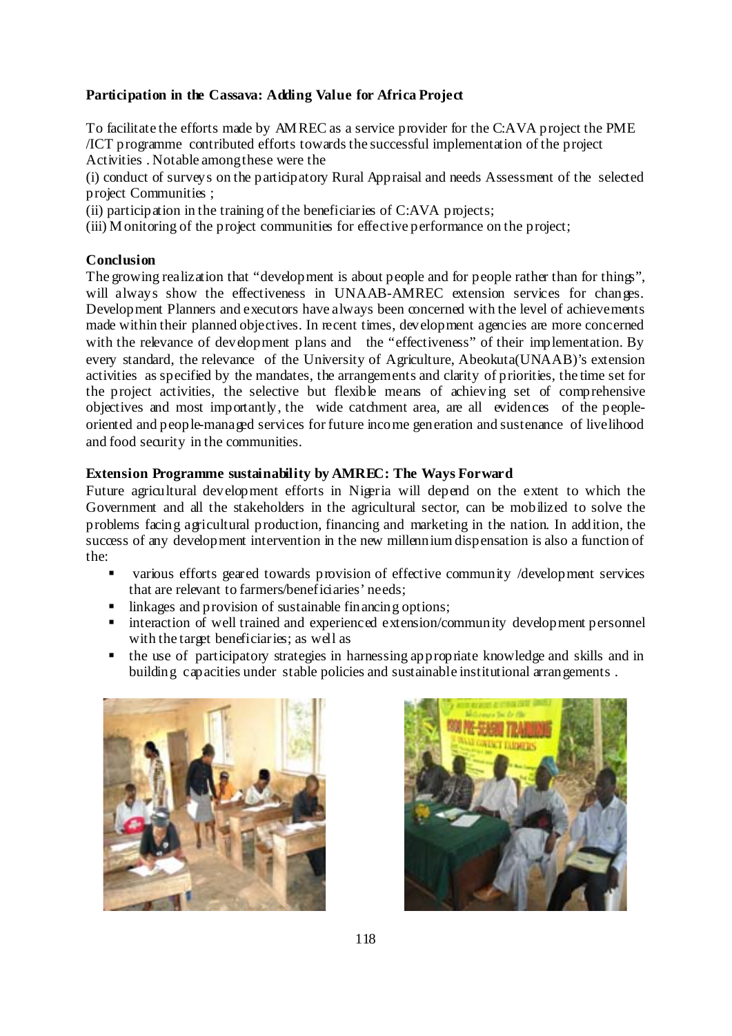**Participation in the Cassava: Adding Value for Africa Project**

To facilitate the efforts made by AMREC as a service provider for the C:AVA project the PME /ICT programme contributed efforts towards the successful implementation of the project Activities . Notable among these were the

(i) conduct of surveys on the participatory Rural Appraisal and needs Assessment of the selected project Communities ;

(ii) participation in the training of the beneficiaries of C:AVA projects;

(iii) Monitoring of the project communities for effective performance on the project;

**Conclusion**

The growing realization that "development is about people and for people rather than for things", will always show the effectiveness in UNAAB-AMREC extension services for changes. Development Planners and executors have always been concerned with the level of achievements made within their planned objectives. In recent times, development agencies are more concerned with the relevance of development plans and the "effectiveness" of their implementation. By every standard, the relevance of the University of Agriculture, Abeokuta(UNAAB)'s extension activities as specified by the mandates, the arrangements and clarity of priorities, the time set for the project activities, the selective but flexible means of achieving set of comprehensive objectives and most importantly, the wide catchment area, are all evidences of the people-oriented and people-managed services for future income generation and sustenance of livelihood and food security in the communities.

**Extension Programme sustainability by AMREC: The Ways Forward**

Future agricultural development efforts in Nigeria will depend on the extent to which the Government and all the stakeholders in the agricultural sector, can be mobilized to solve the problems facing agricultural production, financing and marketing in the nation. In addition, the success of any development intervention in the new millennium dispensation is also a function of the:

- various efforts geared towards provision of effective community /development services that are relevant to farmers/beneficiaries' needs;
- linkages and provision of sustainable financing options;
- interaction of well trained and experienced extension/community development personnel with the target beneficiaries; as well as
- the use of participatory strategies in harnessing appropriate knowledge and skills and in building capacities under stable policies and sustainable institutional arrangements .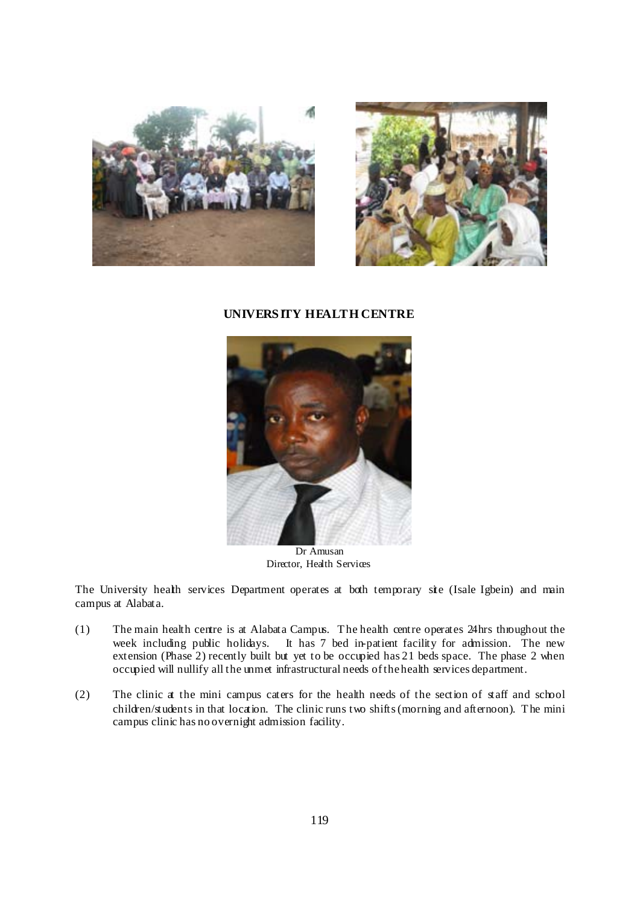## UNIVERSITY HEALTH CENTRE

Dr Amusan
Director, Health Services

The University health services Department operates at both temporary site (Isale Igbein) and main campus at Alabata.

(1) The main health centre is at Alabata Campus. The health centre operates 24hrs throughout the week including public holidays. It has 7 bed in-patient facility for admission. The new extension (Phase 2) recently built but yet to be occupied has 21 beds space. The phase 2 when occupied will nullify all the unmet infrastructural needs of the health services department.

(2) The clinic at the mini campus caters for the health needs of the section of staff and school children/students in that location. The clinic runs two shifts (morning and afternoon). The mini campus clinic has no overnight admission facility.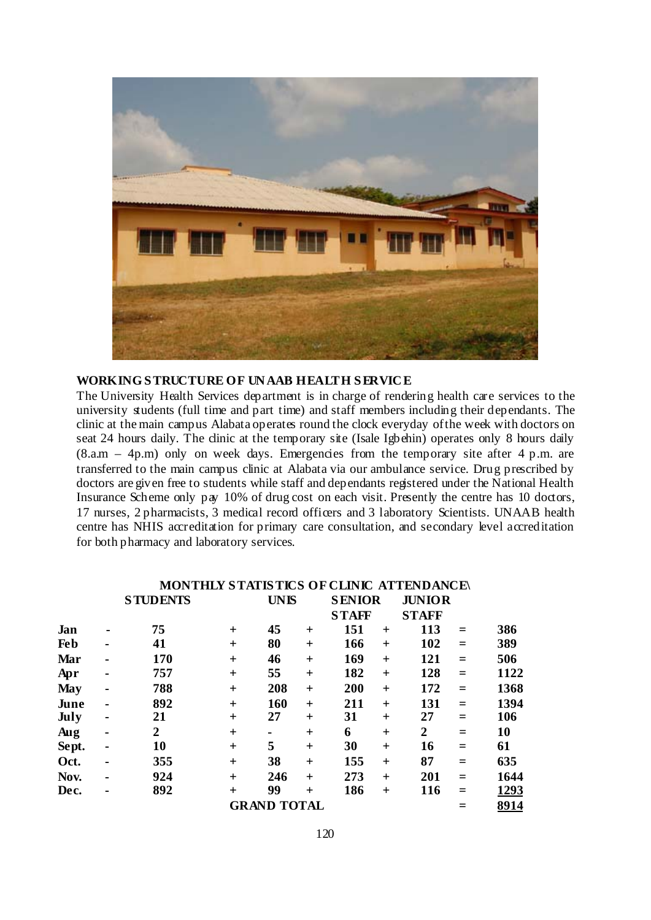## WORKING STRUCTURE OF UNAAB HEALTH SERVICE

The University Health Services department is in charge of rendering health care services to the university students (full time and part time) and staff members including their dependants. The clinic at the main campus Alabata operates round the clock everyday of the week with doctors on seat 24 hours daily. The clinic at the temporary site (Isale Igbehin) operates only 8 hours daily (8.a.m – 4p.m) only on week days. Emergencies from the temporary site after 4 p.m. are transferred to the main campus clinic at Alabata via our ambulance service. Drug prescribed by doctors are given free to students while staff and dependants registered under the National Health Insurance Scheme only pay 10% of drug cost on each visit. Presently the centre has 10 doctors, 17 nurses, 2 pharmacists, 3 medical record officers and 3 laboratory Scientists. UNAAB health centre has NHIS accreditation for primary care consultation, and secondary level accreditation for both pharmacy and laboratory services.

**MONTHLY STATISTICS OF CLINIC ATTENDANCE\**

| | | STUDENTS | | UNIS | | SENIOR STAFF | | JUNIOR STAFF | | |
|---|---|---|---|---|---|---|---|---|---|---|
| Jan | - | 75 | + | 45 | + | 151 | + | 113 | = | 386 |
| Feb | - | 41 | + | 80 | + | 166 | + | 102 | = | 389 |
| Mar | - | 170 | + | 46 | + | 169 | + | 121 | = | 506 |
| Apr | - | 757 | + | 55 | + | 182 | + | 128 | = | 1122 |
| May | - | 788 | + | 208 | + | 200 | + | 172 | = | 1368 |
| June | - | 892 | + | 160 | + | 211 | + | 131 | = | 1394 |
| July | - | 21 | + | 27 | + | 31 | + | 27 | = | 106 |
| Aug | - | 2 | + | - | + | 6 | + | 2 | = | 10 |
| Sept. | - | 10 | + | 5 | + | 30 | + | 16 | = | 61 |
| Oct. | - | 355 | + | 38 | + | 155 | + | 87 | = | 635 |
| Nov. | - | 924 | + | 246 | + | 273 | + | 201 | = | 1644 |
| Dec. | - | 892 | + | 99 | + | 186 | + | 116 | = | 1293 |
| | | | GRAND TOTAL | | | | | | = | 8914 |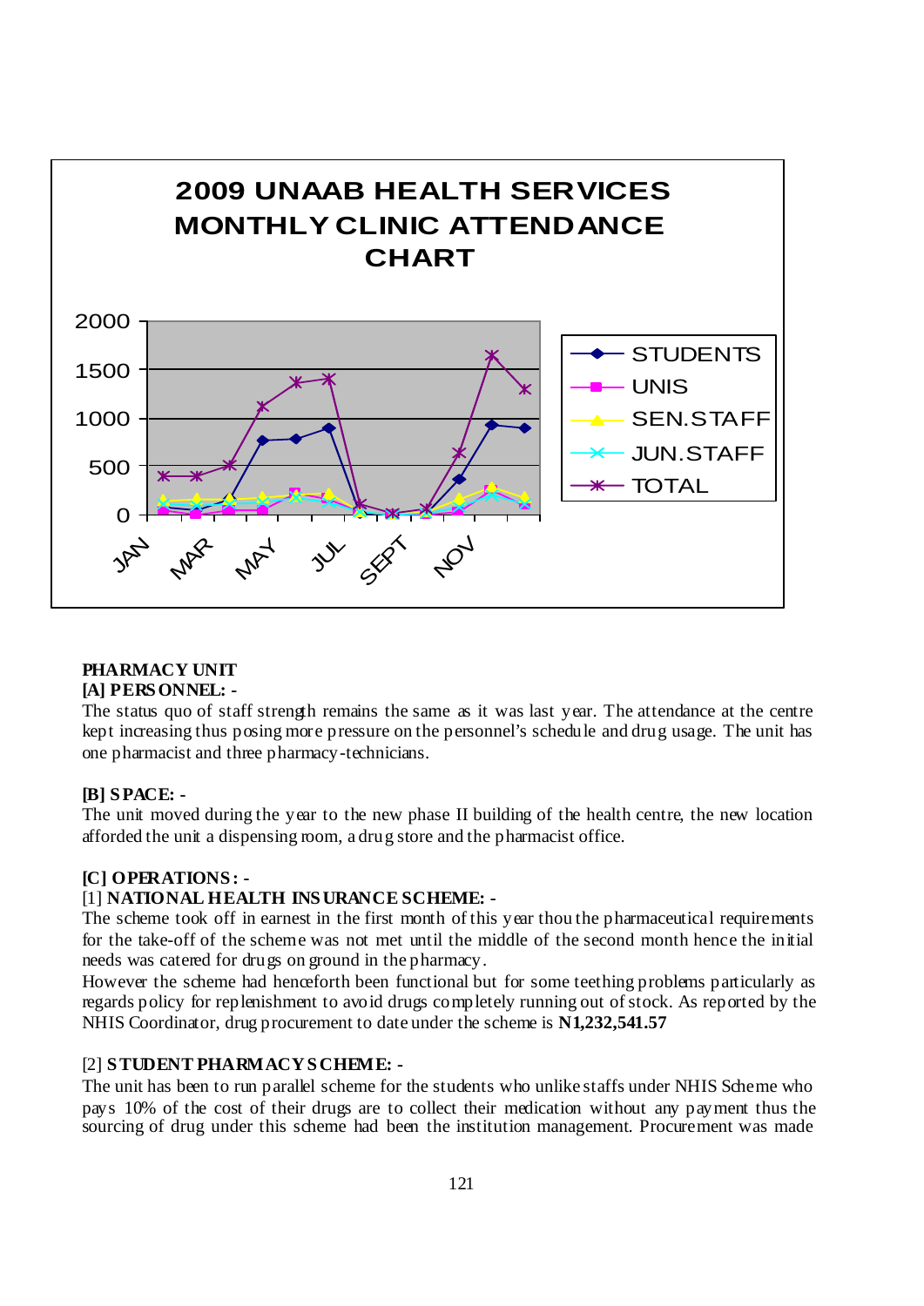**2009 UNAAB HEALTH SERVICES MONTHLY CLINIC ATTENDANCE CHART**

**PHARMACY UNIT**

**[A] PERSONNEL: -**

The status quo of staff strength remains the same as it was last year. The attendance at the centre kept increasing thus posing more pressure on the personnel's schedule and drug usage. The unit has one pharmacist and three pharmacy-technicians.

**[B] SPACE: -**

The unit moved during the year to the new phase II building of the health centre, the new location afforded the unit a dispensing room, a drug store and the pharmacist office.

**[C] OPERATIONS: -**

[1] **NATIONAL HEALTH INSURANCE SCHEME: -**

The scheme took off in earnest in the first month of this year thou the pharmaceutical requirements for the take-off of the scheme was not met until the middle of the second month hence the initial needs was catered for drugs on ground in the pharmacy.

However the scheme had henceforth been functional but for some teething problems particularly as regards policy for replenishment to avoid drugs completely running out of stock. As reported by the NHIS Coordinator, drug procurement to date under the scheme is **N1,232,541.57**

[2] **STUDENT PHARMACY SCHEME: -**

The unit has been to run parallel scheme for the students who unlike staffs under NHIS Scheme who pays 10% of the cost of their drugs are to collect their medication without any payment thus the sourcing of drug under this scheme had been the institution management. Procurement was made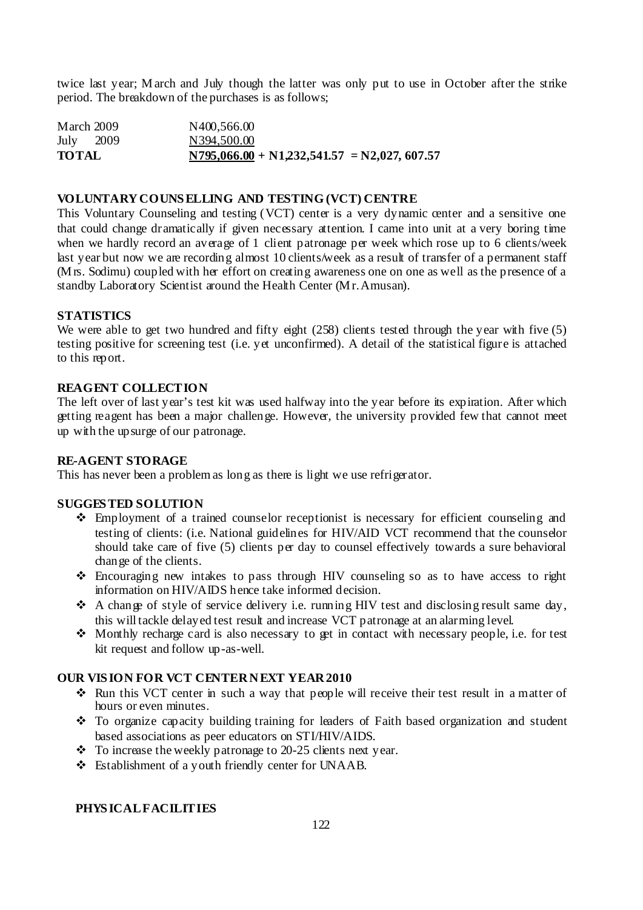twice last year; March and July though the latter was only put to use in October after the strike period. The breakdown of the purchases is as follows;

| | |
|---|---|
| March 2009 | N400,566.00 |
| July 2009 | N394,500.00 |
| **TOTAL** | **N795,066.00 + N1,232,541.57 = N2,027, 607.57** |

### VOLUNTARY COUNSELLING AND TESTING (VCT) CENTRE

This Voluntary Counseling and testing (VCT) center is a very dynamic center and a sensitive one that could change dramatically if given necessary attention. I came into unit at a very boring time when we hardly record an average of 1 client patronage per week which rose up to 6 clients/week last year but now we are recording almost 10 clients/week as a result of transfer of a permanent staff (Mrs. Sodimu) coupled with her effort on creating awareness one on one as well as the presence of a standby Laboratory Scientist around the Health Center (Mr. Amusan).

### STATISTICS

We were able to get two hundred and fifty eight (258) clients tested through the year with five (5) testing positive for screening test (i.e. yet unconfirmed). A detail of the statistical figure is attached to this report.

### REAGENT COLLECTION

The left over of last year's test kit was used halfway into the year before its expiration. After which getting reagent has been a major challenge. However, the university provided few that cannot meet up with the upsurge of our patronage.

### RE-AGENT STORAGE

This has never been a problem as long as there is light we use refrigerator.

### SUGGESTED SOLUTION

- Employment of a trained counselor receptionist is necessary for efficient counseling and testing of clients: (i.e. National guidelines for HIV/AID VCT recommend that the counselor should take care of five (5) clients per day to counsel effectively towards a sure behavioral change of the clients.
- Encouraging new intakes to pass through HIV counseling so as to have access to right information on HIV/AIDS hence take informed decision.
- A change of style of service delivery i.e. running HIV test and disclosing result same day, this will tackle delayed test result and increase VCT patronage at an alarming level.
- Monthly recharge card is also necessary to get in contact with necessary people, i.e. for test kit request and follow up-as-well.

### OUR VISION FOR VCT CENTER NEXT YEAR 2010

- Run this VCT center in such a way that people will receive their test result in a matter of hours or even minutes.
- To organize capacity building training for leaders of Faith based organization and student based associations as peer educators on STI/HIV/AIDS.
- To increase the weekly patronage to 20-25 clients next year.
- Establishment of a youth friendly center for UNAAB.

### PHYSICAL FACILITIES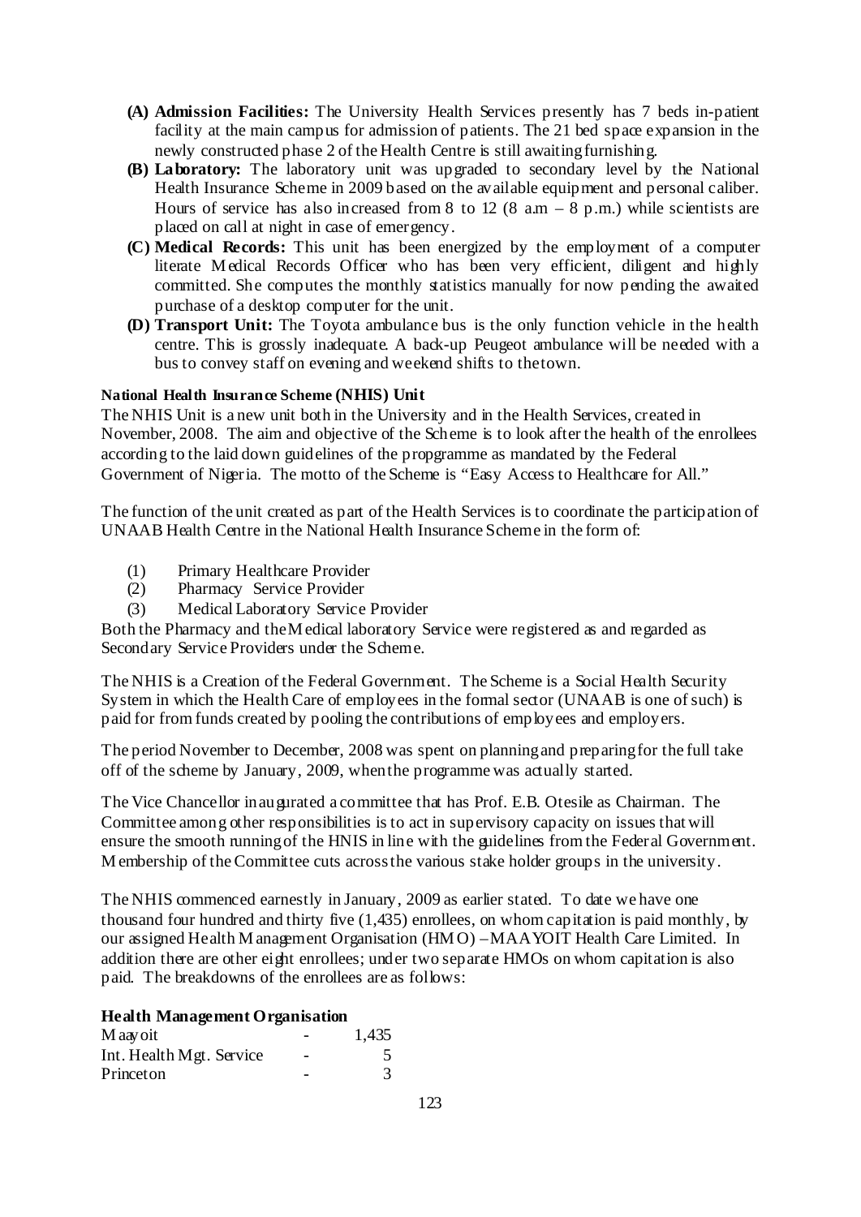- **(A) Admission Facilities:** The University Health Services presently has 7 beds in-patient facility at the main campus for admission of patients. The 21 bed space expansion in the newly constructed phase 2 of the Health Centre is still awaiting furnishing.
- **(B) Laboratory:** The laboratory unit was upgraded to secondary level by the National Health Insurance Scheme in 2009 based on the available equipment and personal caliber. Hours of service has also increased from 8 to 12 (8 a.m – 8 p.m.) while scientists are placed on call at night in case of emergency.
- **(C) Medical Records:** This unit has been energized by the employment of a computer literate Medical Records Officer who has been very efficient, diligent and highly committed. She computes the monthly statistics manually for now pending the awaited purchase of a desktop computer for the unit.
- **(D) Transport Unit:** The Toyota ambulance bus is the only function vehicle in the health centre. This is grossly inadequate. A back-up Peugeot ambulance will be needed with a bus to convey staff on evening and weekend shifts to the town.

**National Health Insurance Scheme (NHIS) Unit**

The NHIS Unit is a new unit both in the University and in the Health Services, created in November, 2008. The aim and objective of the Scheme is to look after the health of the enrollees according to the laid down guidelines of the propgramme as mandated by the Federal Government of Nigeria. The motto of the Scheme is "Easy Access to Healthcare for All."

The function of the unit created as part of the Health Services is to coordinate the participation of UNAAB Health Centre in the National Health Insurance Scheme in the form of:

1. Primary Healthcare Provider
2. Pharmacy Service Provider
3. Medical Laboratory Service Provider

Both the Pharmacy and the Medical laboratory Service were registered as and regarded as Secondary Service Providers under the Scheme.

The NHIS is a Creation of the Federal Government. The Scheme is a Social Health Security System in which the Health Care of employees in the formal sector (UNAAB is one of such) is paid for from funds created by pooling the contributions of employees and employers.

The period November to December, 2008 was spent on planning and preparing for the full take off of the scheme by January, 2009, when the programme was actually started.

The Vice Chancellor inaugurated a committee that has Prof. E.B. Otesile as Chairman. The Committee among other responsibilities is to act in supervisory capacity on issues that will ensure the smooth running of the HNIS in line with the guidelines from the Federal Government. Membership of the Committee cuts across the various stake holder groups in the university.

The NHIS commenced earnestly in January, 2009 as earlier stated. To date we have one thousand four hundred and thirty five (1,435) enrollees, on whom capitation is paid monthly, by our assigned Health Management Organisation (HMO) – MAAYOIT Health Care Limited. In addition there are other eight enrollees; under two separate HMOs on whom capitation is also paid. The breakdowns of the enrollees are as follows:

**Health Management Organisation**

| | | |
|---|---|---|
| Maayoit | - | 1,435 |
| Int. Health Mgt. Service | - | 5 |
| Princeton | - | 3 |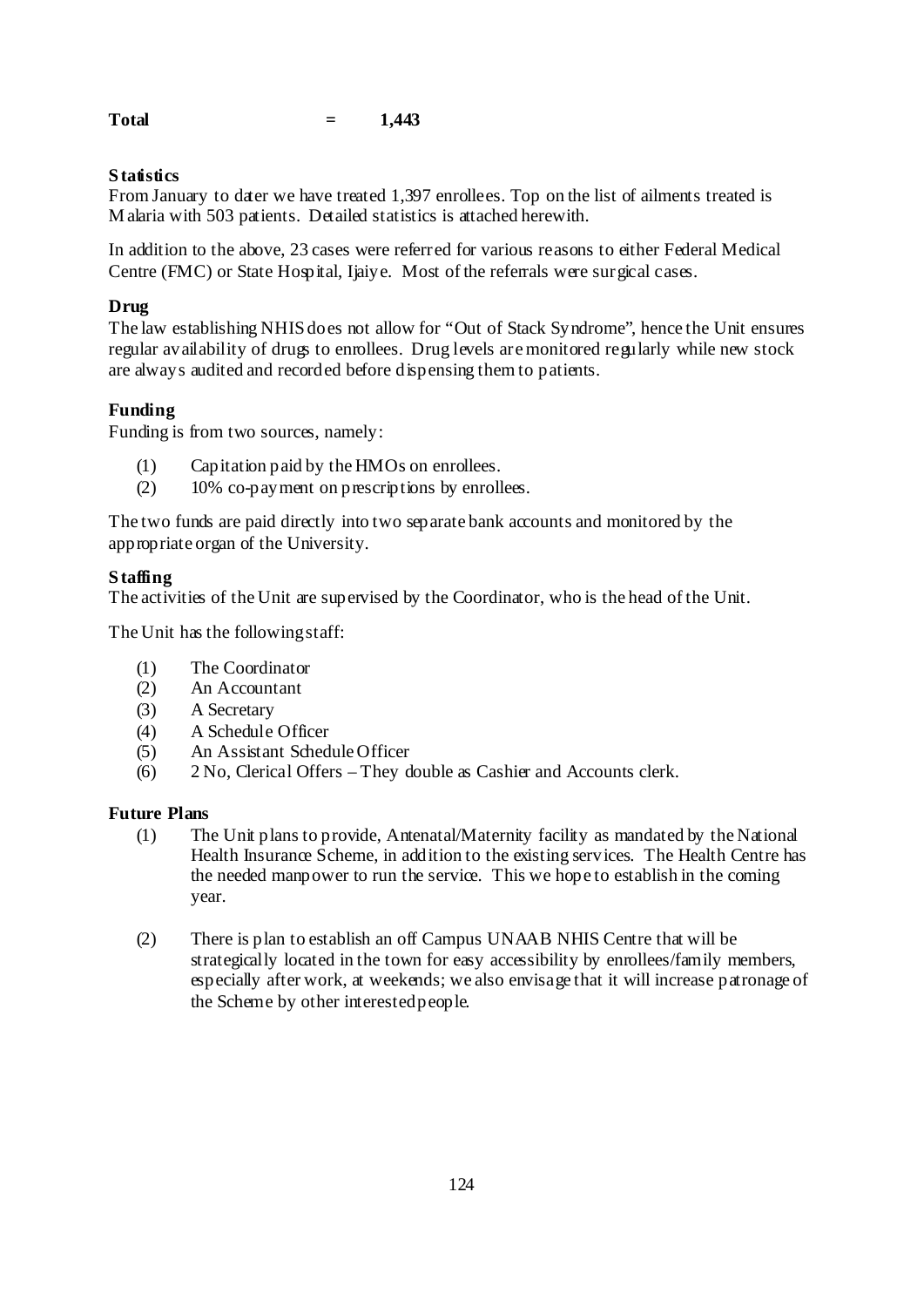**Total = 1,443**

**Statistics**

From January to dater we have treated 1,397 enrollees. Top on the list of ailments treated is Malaria with 503 patients. Detailed statistics is attached herewith.

In addition to the above, 23 cases were referred for various reasons to either Federal Medical Centre (FMC) or State Hospital, Ijaiye. Most of the referrals were surgical cases.

**Drug**

The law establishing NHIS does not allow for "Out of Stack Syndrome", hence the Unit ensures regular availability of drugs to enrollees. Drug levels are monitored regularly while new stock are always audited and recorded before dispensing them to patients.

**Funding**

Funding is from two sources, namely:

(1) Capitation paid by the HMOs on enrollees.
(2) 10% co-payment on prescriptions by enrollees.

The two funds are paid directly into two separate bank accounts and monitored by the appropriate organ of the University.

**Staffing**

The activities of the Unit are supervised by the Coordinator, who is the head of the Unit.

The Unit has the following staff:

(1) The Coordinator
(2) An Accountant
(3) A Secretary
(4) A Schedule Officer
(5) An Assistant Schedule Officer
(6) 2 No, Clerical Offers – They double as Cashier and Accounts clerk.

**Future Plans**

(1) The Unit plans to provide, Antenatal/Maternity facility as mandated by the National Health Insurance Scheme, in addition to the existing services. The Health Centre has the needed manpower to run the service. This we hope to establish in the coming year.

(2) There is plan to establish an off Campus UNAAB NHIS Centre that will be strategically located in the town for easy accessibility by enrollees/family members, especially after work, at weekends; we also envisage that it will increase patronage of the Scheme by other interested people.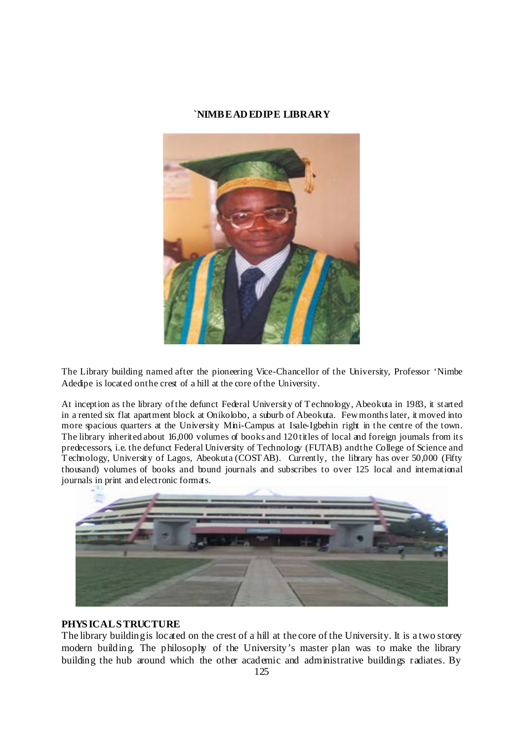## `NIMBE ADEDIPE LIBRARY

The Library building named after the pioneering Vice-Chancellor of the University, Professor 'Nimbe Adedipe is located on the crest of a hill at the core of the University.

At inception as the library of the defunct Federal University of Technology, Abeokuta in 1983, it started in a rented six flat apartment block at Onikolobo, a suburb of Abeokuta. Few months later, it moved into more spacious quarters at the University Mini-Campus at Isale-Igbehin right in the centre of the town. The library inherited about 16,000 volumes of books and 120 titles of local and foreign journals from its predecessors, i.e. the defunct Federal University of Technology (FUTAB) and the College of Science and Technology, University of Lagos, Abeokuta (COSTAB). Currently, the library has over 50,000 (Fifty thousand) volumes of books and bound journals and subscribes to over 125 local and international journals in print and electronic formats.

**PHYSICAL STRUCTURE**

The library building is located on the crest of a hill at the core of the University. It is a two storey modern building. The philosophy of the University's master plan was to make the library building the hub around which the other academic and administrative buildings radiates. By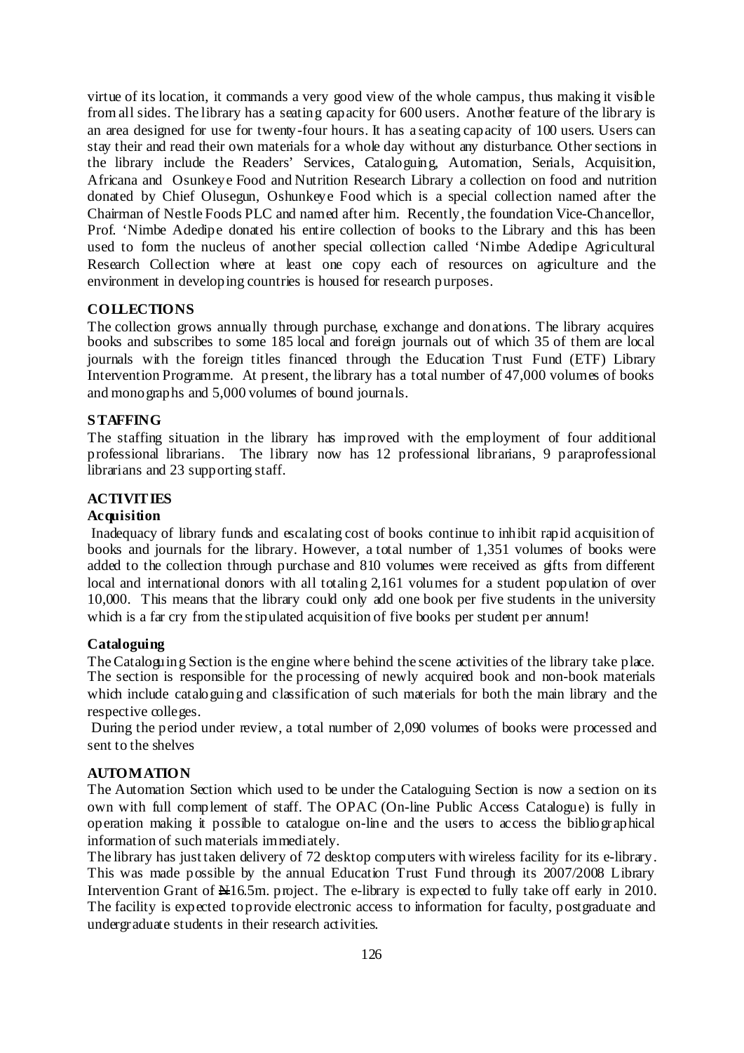virtue of its location, it commands a very good view of the whole campus, thus making it visible from all sides. The library has a seating capacity for 600 users. Another feature of the library is an area designed for use for twenty-four hours. It has a seating capacity of 100 users. Users can stay their and read their own materials for a whole day without any disturbance. Other sections in the library include the Readers' Services, Cataloguing, Automation, Serials, Acquisition, Africana and Osunkeye Food and Nutrition Research Library a collection on food and nutrition donated by Chief Olusegun, Oshunkeye Food which is a special collection named after the Chairman of Nestle Foods PLC and named after him. Recently, the foundation Vice-Chancellor, Prof. 'Nimbe Adedipe donated his entire collection of books to the Library and this has been used to form the nucleus of another special collection called 'Nimbe Adedipe Agricultural Research Collection where at least one copy each of resources on agriculture and the environment in developing countries is housed for research purposes.

## COLLECTIONS

The collection grows annually through purchase, exchange and donations. The library acquires books and subscribes to some 185 local and foreign journals out of which 35 of them are local journals with the foreign titles financed through the Education Trust Fund (ETF) Library Intervention Programme. At present, the library has a total number of 47,000 volumes of books and monographs and 5,000 volumes of bound journals.

## STAFFING

The staffing situation in the library has improved with the employment of four additional professional librarians. The library now has 12 professional librarians, 9 paraprofessional librarians and 23 supporting staff.

## ACTIVITIES

### Acquisition

Inadequacy of library funds and escalating cost of books continue to inhibit rapid acquisition of books and journals for the library. However, a total number of 1,351 volumes of books were added to the collection through purchase and 810 volumes were received as gifts from different local and international donors with all totaling 2,161 volumes for a student population of over 10,000. This means that the library could only add one book per five students in the university which is a far cry from the stipulated acquisition of five books per student per annum!

### Cataloguing

The Cataloguing Section is the engine where behind the scene activities of the library take place. The section is responsible for the processing of newly acquired book and non-book materials which include cataloguing and classification of such materials for both the main library and the respective colleges.

During the period under review, a total number of 2,090 volumes of books were processed and sent to the shelves

## AUTOMATION

The Automation Section which used to be under the Cataloguing Section is now a section on its own with full complement of staff. The OPAC (On-line Public Access Catalogue) is fully in operation making it possible to catalogue on-line and the users to access the bibliographical information of such materials immediately.

The library has just taken delivery of 72 desktop computers with wireless facility for its e-library. This was made possible by the annual Education Trust Fund through its 2007/2008 Library Intervention Grant of ₦16.5m. project. The e-library is expected to fully take off early in 2010. The facility is expected to provide electronic access to information for faculty, postgraduate and undergraduate students in their research activities.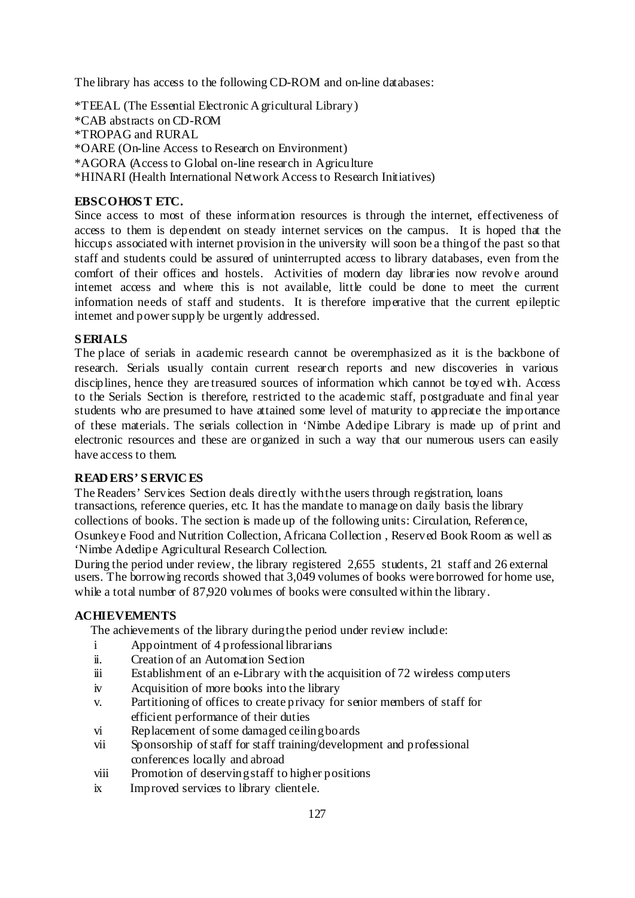The library has access to the following CD-ROM and on-line databases:

*TEEAL (The Essential Electronic Agricultural Library)  
*CAB abstracts on CD-ROM  
*TROPAG and RURAL  
*OARE (On-line Access to Research on Environment)  
*AGORA (Access to Global on-line research in Agriculture  
*HINARI (Health International Network Access to Research Initiatives)

**EBSCOHOST ETC.**

Since access to most of these information resources is through the internet, effectiveness of access to them is dependent on steady internet services on the campus. It is hoped that the hiccups associated with internet provision in the university will soon be a thing of the past so that staff and students could be assured of uninterrupted access to library databases, even from the comfort of their offices and hostels. Activities of modern day libraries now revolve around internet access and where this is not available, little could be done to meet the current information needs of staff and students. It is therefore imperative that the current epileptic internet and power supply be urgently addressed.

**SERIALS**

The place of serials in academic research cannot be overemphasized as it is the backbone of research. Serials usually contain current research reports and new discoveries in various disciplines, hence they are treasured sources of information which cannot be toyed with. Access to the Serials Section is therefore, restricted to the academic staff, postgraduate and final year students who are presumed to have attained some level of maturity to appreciate the importance of these materials. The serials collection in 'Nimbe Adedipe Library is made up of print and electronic resources and these are organized in such a way that our numerous users can easily have access to them.

**READERS' SERVICES**

The Readers' Services Section deals directly with the users through registration, loans transactions, reference queries, etc. It has the mandate to manage on daily basis the library collections of books. The section is made up of the following units: Circulation, Reference, Osunkeye Food and Nutrition Collection, Africana Collection , Reserved Book Room as well as 'Nimbe Adedipe Agricultural Research Collection.

During the period under review, the library registered 2,655 students, 21 staff and 26 external users. The borrowing records showed that 3,049 volumes of books were borrowed for home use, while a total number of 87,920 volumes of books were consulted within the library.

**ACHIEVEMENTS**

The achievements of the library during the period under review include:

- i Appointment of 4 professional librarians
- ii. Creation of an Automation Section
- iii Establishment of an e-Library with the acquisition of 72 wireless computers
- iv Acquisition of more books into the library
- v. Partitioning of offices to create privacy for senior members of staff for efficient performance of their duties
- vi Replacement of some damaged ceiling boards
- vii Sponsorship of staff for staff training/development and professional conferences locally and abroad
- viii Promotion of deserving staff to higher positions
- ix Improved services to library clientele.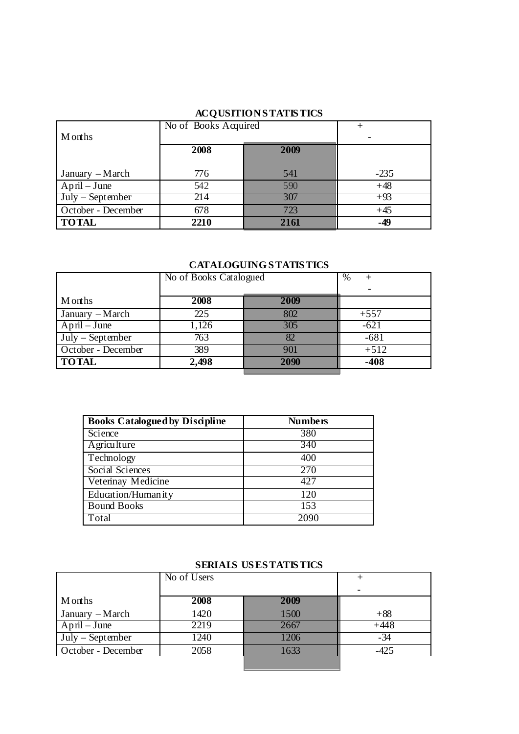**ACQUSITION STATISTICS**

| Months | No of Books Acquired | | + - |
|---|---|---|---|
| | **2008** | **2009** | |
| January – March | 776 | 541 | -235 |
| April – June | 542 | 590 | +48 |
| July – September | 214 | 307 | +93 |
| October - December | 678 | 723 | +45 |
| **TOTAL** | **2210** | **2161** | **-49** |

**CATALOGUING STATISTICS**

| | No of Books Catalogued | | % + - |
|---|---|---|---|
| Months | **2008** | **2009** | |
| January – March | 225 | 802 | +557 |
| April – June | 1,126 | 305 | -621 |
| July – September | 763 | 82 | -681 |
| October - December | 389 | 901 | +512 |
| **TOTAL** | **2,498** | **2090** | **-408** |

| **Books Catalogued by Discipline** | **Numbers** |
|---|---|
| Science | 380 |
| Agriculture | 340 |
| Technology | 400 |
| Social Sciences | 270 |
| Veterinay Medicine | 427 |
| Education/Humanity | 120 |
| Bound Books | 153 |
| Total | 2090 |

**SERIALS USE STATISTICS**

| | No of Users | | + - |
|---|---|---|---|
| Months | **2008** | **2009** | |
| January – March | 1420 | 1500 | +88 |
| April – June | 2219 | 2667 | +448 |
| July – September | 1240 | 1206 | -34 |
| October - December | 2058 | 1633 | -425 |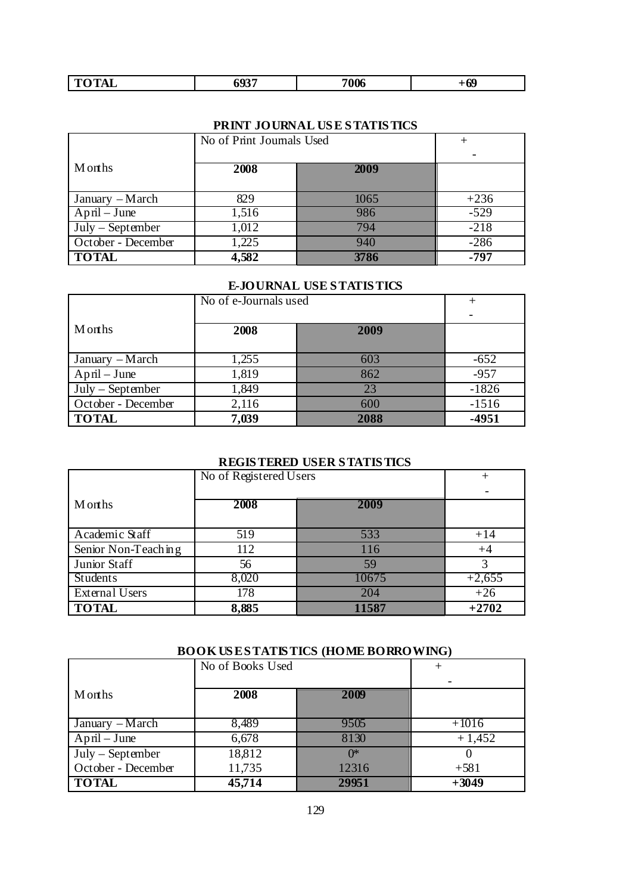| TOTAL | 6937 | 7006 | +69 |
|---|---|---|---|

### PRINT JOURNAL USE STATISTICS

| Months | No of Print Journals Used | | + - |
|---|---|---|---|
| | 2008 | 2009 | |
| January – March | 829 | 1065 | +236 |
| April – June | 1,516 | 986 | -529 |
| July – September | 1,012 | 794 | -218 |
| October - December | 1,225 | 940 | -286 |
| **TOTAL** | **4,582** | **3786** | **-797** |

### E-JOURNAL USE STATISTICS

| Months | No of e-Journals used | | + - |
|---|---|---|---|
| | 2008 | 2009 | |
| January – March | 1,255 | 603 | -652 |
| April – June | 1,819 | 862 | -957 |
| July – September | 1,849 | 23 | -1826 |
| October - December | 2,116 | 600 | -1516 |
| **TOTAL** | **7,039** | **2088** | **-4951** |

### REGISTERED USER STATISTICS

| Months | No of Registered Users | | + - |
|---|---|---|---|
| | 2008 | 2009 | |
| Academic Staff | 519 | 533 | +14 |
| Senior Non-Teaching | 112 | 116 | +4 |
| Junior Staff | 56 | 59 | 3 |
| Students | 8,020 | 10675 | +2,655 |
| External Users | 178 | 204 | +26 |
| **TOTAL** | **8,885** | **11587** | **+2702** |

### BOOK USE STATISTICS (HOME BORROWING)

| Months | No of Books Used | | + - |
|---|---|---|---|
| | 2008 | 2009 | |
| January – March | 8,489 | 9505 | +1016 |
| April – June | 6,678 | 8130 | + 1,452 |
| July – September | 18,812 | 0* | 0 |
| October - December | 11,735 | 12316 | +581 |
| **TOTAL** | **45,714** | **29951** | **+3049** |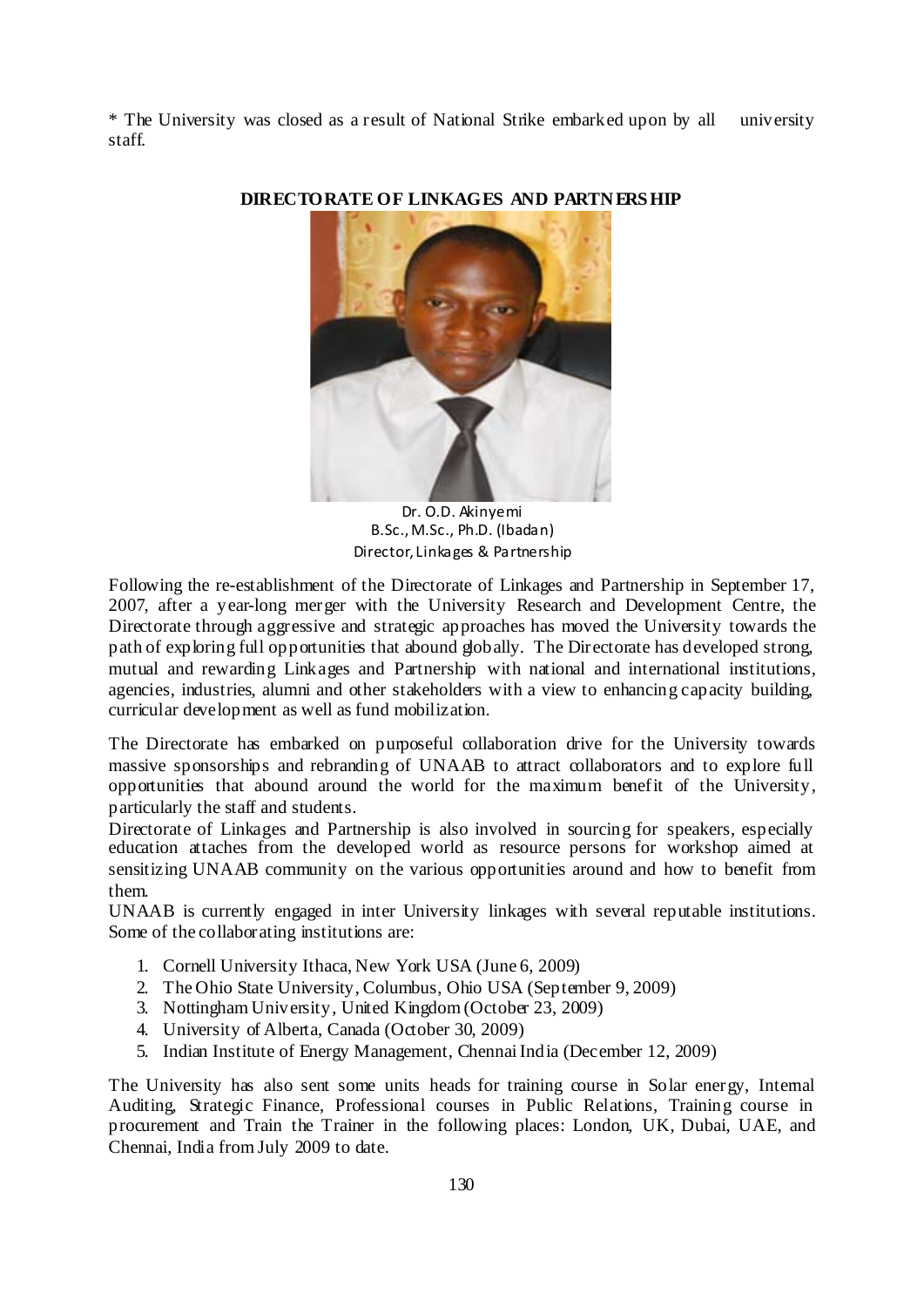* The University was closed as a result of National Strike embarked upon by all university staff.

## DIRECTORATE OF LINKAGES AND PARTNERSHIP

Dr. O.D. Akinyemi
B.Sc., M.Sc., Ph.D. (Ibadan)
Director, Linkages & Partnership

Following the re-establishment of the Directorate of Linkages and Partnership in September 17, 2007, after a year-long merger with the University Research and Development Centre, the Directorate through aggressive and strategic approaches has moved the University towards the path of exploring full opportunities that abound globally. The Directorate has developed strong, mutual and rewarding Linkages and Partnership with national and international institutions, agencies, industries, alumni and other stakeholders with a view to enhancing capacity building, curricular development as well as fund mobilization.

The Directorate has embarked on purposeful collaboration drive for the University towards massive sponsorships and rebranding of UNAAB to attract collaborators and to explore full opportunities that abound around the world for the maximum benefit of the University, particularly the staff and students.

Directorate of Linkages and Partnership is also involved in sourcing for speakers, especially education attaches from the developed world as resource persons for workshop aimed at sensitizing UNAAB community on the various opportunities around and how to benefit from them.

UNAAB is currently engaged in inter University linkages with several reputable institutions. Some of the collaborating institutions are:

1. Cornell University Ithaca, New York USA (June 6, 2009)
2. The Ohio State University, Columbus, Ohio USA (September 9, 2009)
3. Nottingham University, United Kingdom (October 23, 2009)
4. University of Alberta, Canada (October 30, 2009)
5. Indian Institute of Energy Management, Chennai India (December 12, 2009)

The University has also sent some units heads for training course in Solar energy, Internal Auditing, Strategic Finance, Professional courses in Public Relations, Training course in procurement and Train the Trainer in the following places: London, UK, Dubai, UAE, and Chennai, India from July 2009 to date.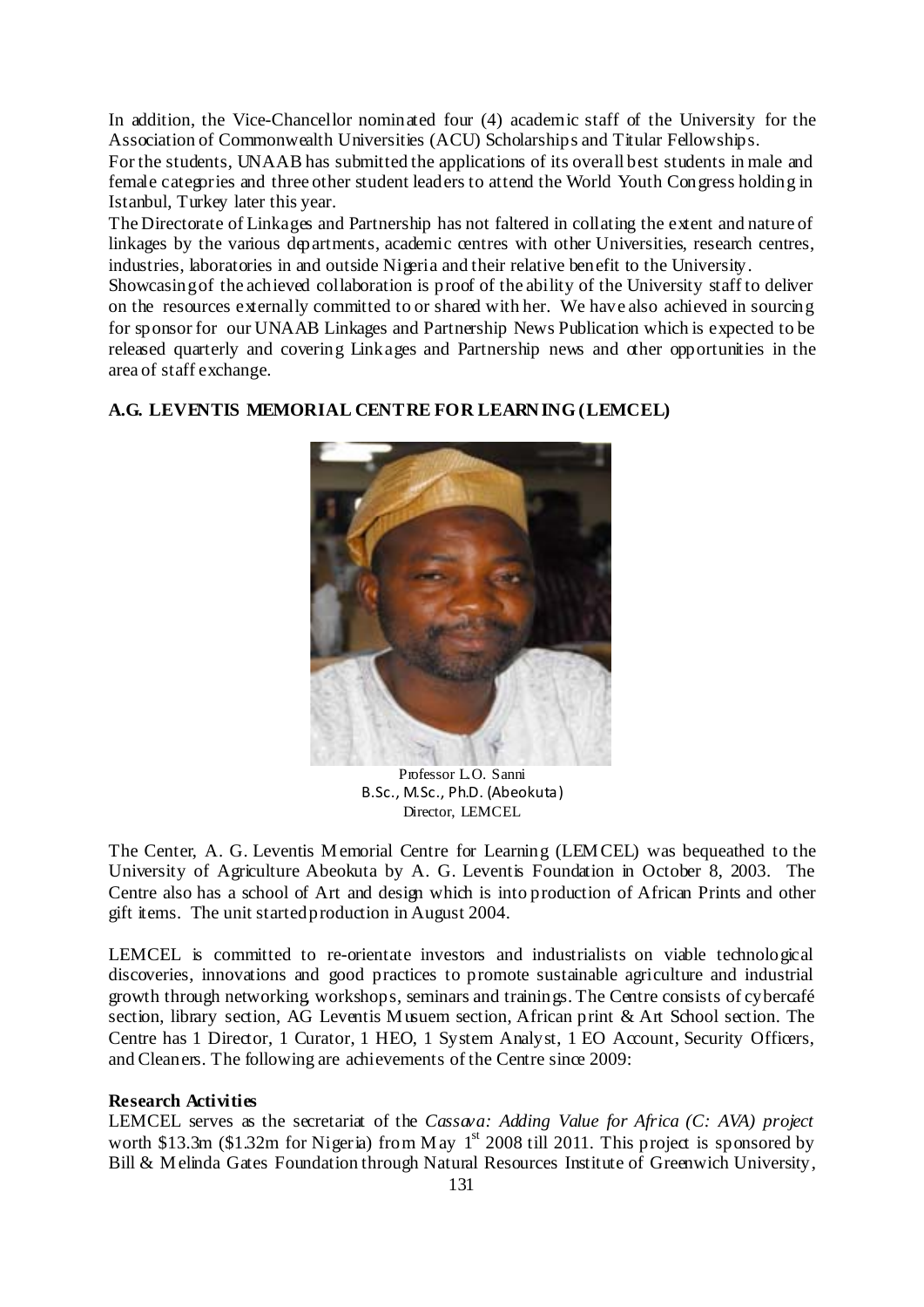In addition, the Vice-Chancellor nominated four (4) academic staff of the University for the Association of Commonwealth Universities (ACU) Scholarships and Titular Fellowships.

For the students, UNAAB has submitted the applications of its overall best students in male and female categories and three other student leaders to attend the World Youth Congress holding in Istanbul, Turkey later this year.

The Directorate of Linkages and Partnership has not faltered in collating the extent and nature of linkages by the various departments, academic centres with other Universities, research centres, industries, laboratories in and outside Nigeria and their relative benefit to the University.

Showcasing of the achieved collaboration is proof of the ability of the University staff to deliver on the resources externally committed to or shared with her. We have also achieved in sourcing for sponsor for our UNAAB Linkages and Partnership News Publication which is expected to be released quarterly and covering Linkages and Partnership news and other opportunities in the area of staff exchange.

## A.G. LEVENTIS MEMORIAL CENTRE FOR LEARNING (LEMCEL)

Professor L.O. Sanni
B.Sc., M.Sc., Ph.D. (Abeokuta)
Director, LEMCEL

The Center, A. G. Leventis Memorial Centre for Learning (LEMCEL) was bequeathed to the University of Agriculture Abeokuta by A. G. Leventis Foundation in October 8, 2003. The Centre also has a school of Art and design which is into production of African Prints and other gift items. The unit started production in August 2004.

LEMCEL is committed to re-orientate investors and industrialists on viable technological discoveries, innovations and good practices to promote sustainable agriculture and industrial growth through networking, workshops, seminars and trainings. The Centre consists of cybercafé section, library section, AG Leventis Musuem section, African print & Art School section. The Centre has 1 Director, 1 Curator, 1 HEO, 1 System Analyst, 1 EO Account, Security Officers, and Cleaners. The following are achievements of the Centre since 2009:

### Research Activities

LEMCEL serves as the secretariat of the *Cassava: Adding Value for Africa (C: AVA) project* worth \$13.3m (\$1.32m for Nigeria) from May 1st 2008 till 2011. This project is sponsored by Bill & Melinda Gates Foundation through Natural Resources Institute of Greenwich University,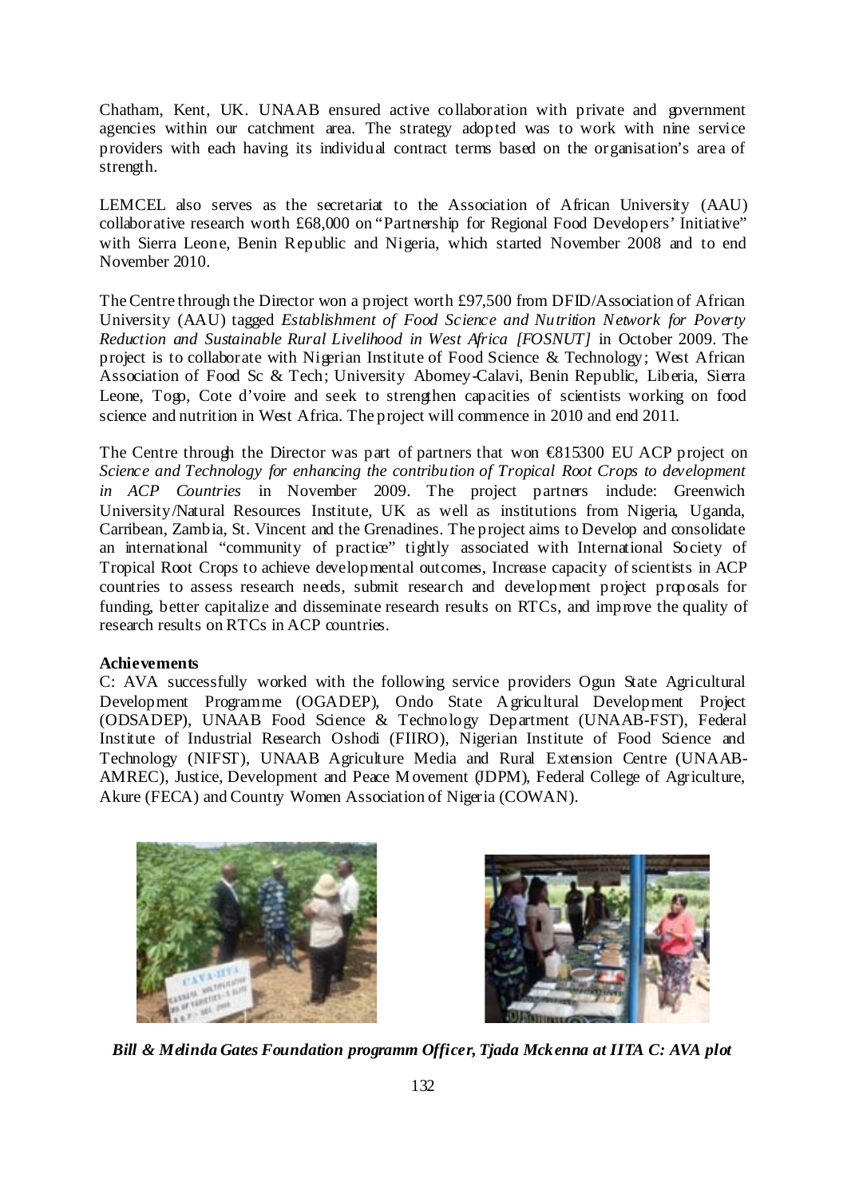Chatham, Kent, UK. UNAAB ensured active collaboration with private and government agencies within our catchment area. The strategy adopted was to work with nine service providers with each having its individual contract terms based on the organisation's area of strength.

LEMCEL also serves as the secretariat to the Association of African University (AAU) collaborative research worth £68,000 on "Partnership for Regional Food Developers' Initiative" with Sierra Leone, Benin Republic and Nigeria, which started November 2008 and to end November 2010.

The Centre through the Director won a project worth £97,500 from DFID/Association of African University (AAU) tagged *Establishment of Food Science and Nutrition Network for Poverty Reduction and Sustainable Rural Livelihood in West Africa [FOSNUT]* in October 2009. The project is to collaborate with Nigerian Institute of Food Science & Technology; West African Association of Food Sc & Tech; University Abomey-Calavi, Benin Republic, Liberia, Sierra Leone, Togo, Cote d'voire and seek to strengthen capacities of scientists working on food science and nutrition in West Africa. The project will commence in 2010 and end 2011.

The Centre through the Director was part of partners that won €815300 EU ACP project on *Science and Technology for enhancing the contribution of Tropical Root Crops to development in ACP Countries* in November 2009. The project partners include: Greenwich University/Natural Resources Institute, UK as well as institutions from Nigeria, Uganda, Carribean, Zambia, St. Vincent and the Grenadines. The project aims to Develop and consolidate an international "community of practice" tightly associated with International Society of Tropical Root Crops to achieve developmental outcomes, Increase capacity of scientists in ACP countries to assess research needs, submit research and development project proposals for funding, better capitalize and disseminate research results on RTCs, and improve the quality of research results on RTCs in ACP countries.

**Achievements**

C: AVA successfully worked with the following service providers Ogun State Agricultural Development Programme (OGADEP), Ondo State Agricultural Development Project (ODSADEP), UNAAB Food Science & Technology Department (UNAAB-FST), Federal Institute of Industrial Research Oshodi (FIIRO), Nigerian Institute of Food Science and Technology (NIFST), UNAAB Agriculture Media and Rural Extension Centre (UNAAB-AMREC), Justice, Development and Peace Movement (JDPM), Federal College of Agriculture, Akure (FECA) and Country Women Association of Nigeria (COWAN).

***Bill & Melinda Gates Foundation programm Officer, Tjada Mckenna at IITA C: AVA plot***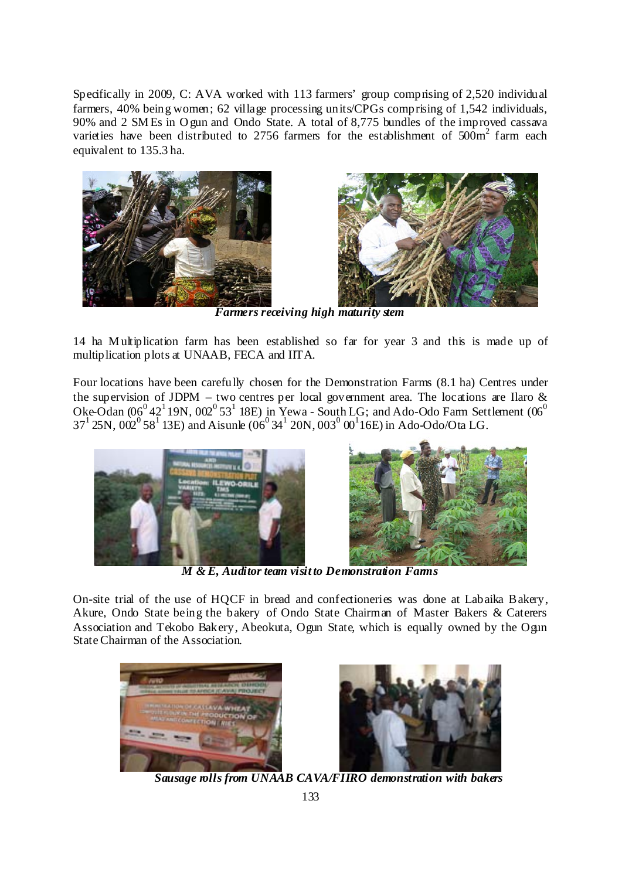Specifically in 2009, C: AVA worked with 113 farmers' group comprising of 2,520 individual farmers, 40% being women; 62 village processing units/CPGs comprising of 1,542 individuals, 90% and 2 SMEs in Ogun and Ondo State. A total of 8,775 bundles of the improved cassava varieties have been distributed to 2756 farmers for the establishment of $500m^2$ farm each equivalent to 135.3 ha.

*Farmers receiving high maturity stem*

14 ha Multiplication farm has been established so far for year 3 and this is made up of multiplication plots at UNAAB, FECA and IITA.

Four locations have been carefully chosen for the Demonstration Farms (8.1 ha) Centres under the supervision of JDPM – two centres per local government area. The locations are Ilaro & Oke-Odan ($06^0 42^1 19$N, $002^0 53^1 18$E) in Yewa - South LG; and Ado-Odo Farm Settlement ($06^0 37^1 25$N, $002^0 58^1 13$E) and Aisunle ($06^0 34^1 20$N, $003^0 00^1 16$E) in Ado-Odo/Ota LG.

*M & E, Auditor team visit to Demonstration Farms*

On-site trial of the use of HQCF in bread and confectioneries was done at Labaika Bakery, Akure, Ondo State being the bakery of Ondo State Chairman of Master Bakers & Caterers Association and Tekobo Bakery, Abeokuta, Ogun State, which is equally owned by the Ogun State Chairman of the Association.

*Sausage rolls from UNAAB CAVA/FIIRO demonstration with bakers*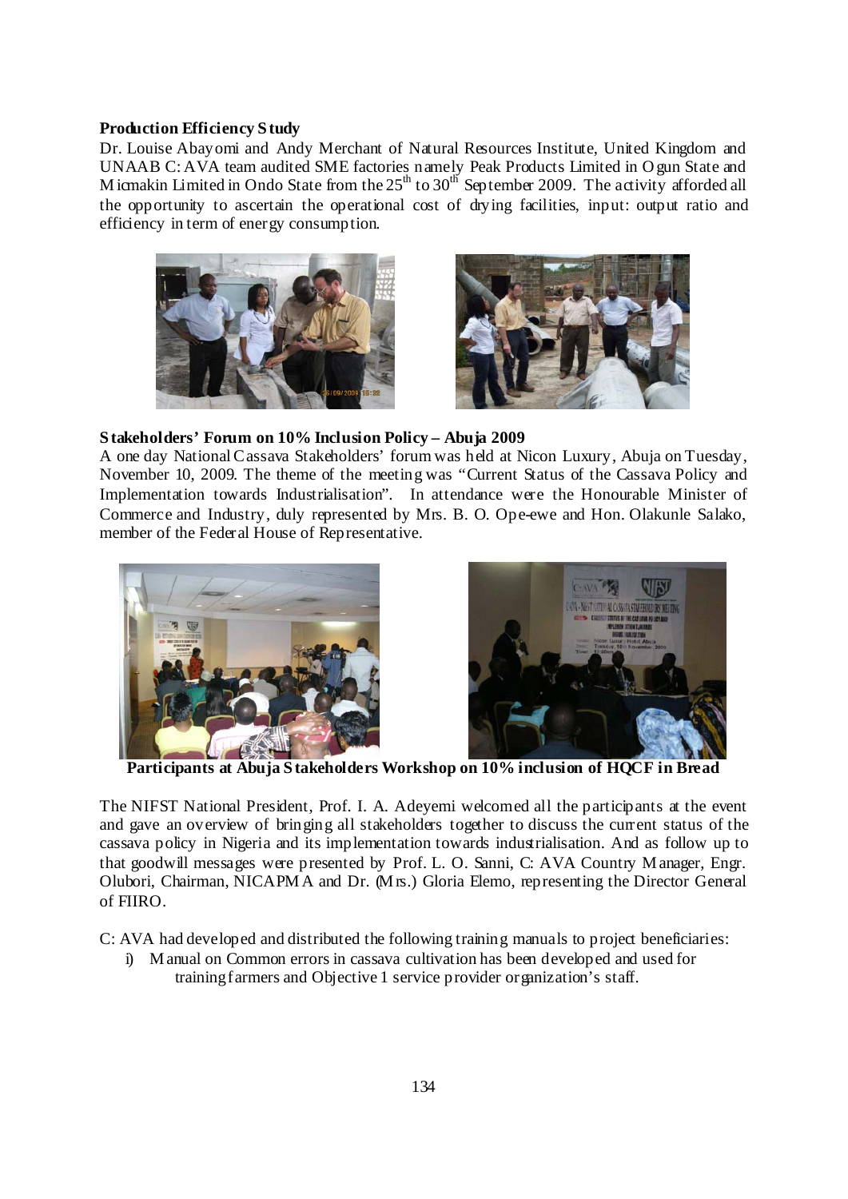**Production Efficiency Study**

Dr. Louise Abayomi and Andy Merchant of Natural Resources Institute, United Kingdom and UNAAB C:AVA team audited SME factories namely Peak Products Limited in Ogun State and Micmakin Limited in Ondo State from the 25th to 30th September 2009. The activity afforded all the opportunity to ascertain the operational cost of drying facilities, input: output ratio and efficiency in term of energy consumption.

**Stakeholders' Forum on 10% Inclusion Policy – Abuja 2009**

A one day National Cassava Stakeholders' forum was held at Nicon Luxury, Abuja on Tuesday, November 10, 2009. The theme of the meeting was "Current Status of the Cassava Policy and Implementation towards Industrialisation". In attendance were the Honourable Minister of Commerce and Industry, duly represented by Mrs. B. O. Ope-ewe and Hon. Olakunle Salako, member of the Federal House of Representative.

**Participants at Abuja Stakeholders Workshop on 10% inclusion of HQCF in Bread**

The NIFST National President, Prof. I. A. Adeyemi welcomed all the participants at the event and gave an overview of bringing all stakeholders together to discuss the current status of the cassava policy in Nigeria and its implementation towards industrialisation. And as follow up to that goodwill messages were presented by Prof. L. O. Sanni, C: AVA Country Manager, Engr. Olubori, Chairman, NICAPMA and Dr. (Mrs.) Gloria Elemo, representing the Director General of FIIRO.

C: AVA had developed and distributed the following training manuals to project beneficiaries:

i) Manual on Common errors in cassava cultivation has been developed and used for training farmers and Objective 1 service provider organization's staff.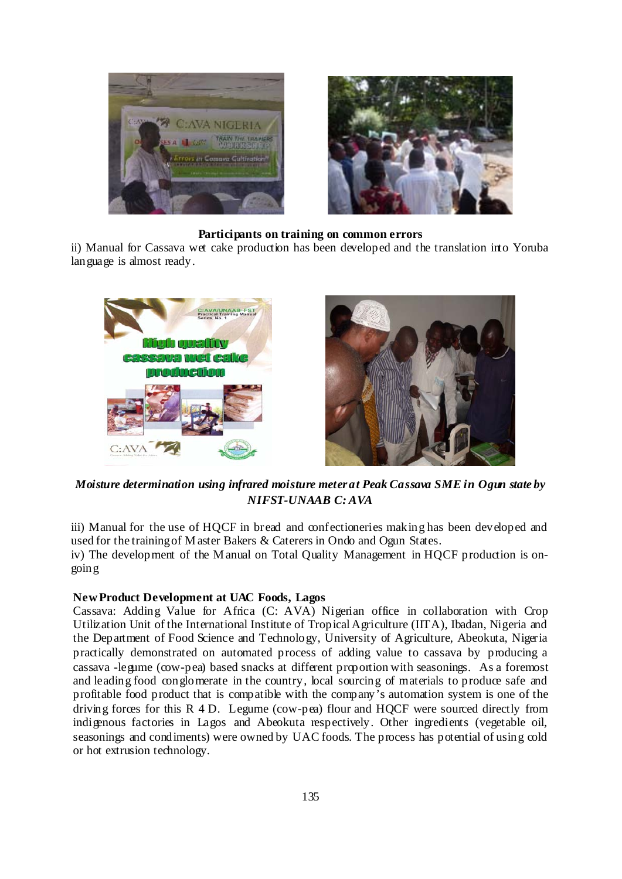**Participants on training on common errors**

ii) Manual for Cassava wet cake production has been developed and the translation into Yoruba language is almost ready.

***Moisture determination using infrared moisture meter at Peak Cassava SME in Ogun state by NIFST-UNAAB C: AVA***

iii) Manual for the use of HQCF in bread and confectioneries making has been developed and used for the training of Master Bakers & Caterers in Ondo and Ogun States.

iv) The development of the Manual on Total Quality Management in HQCF production is on-going

**New Product Development at UAC Foods, Lagos**

Cassava: Adding Value for Africa (C: AVA) Nigerian office in collaboration with Crop Utilization Unit of the International Institute of Tropical Agriculture (IITA), Ibadan, Nigeria and the Department of Food Science and Technology, University of Agriculture, Abeokuta, Nigeria practically demonstrated on automated process of adding value to cassava by producing a cassava -legume (cow-pea) based snacks at different proportion with seasonings. As a foremost and leading food conglomerate in the country, local sourcing of materials to produce safe and profitable food product that is compatible with the company's automation system is one of the driving forces for this R 4 D. Legume (cow-pea) flour and HQCF were sourced directly from indigenous factories in Lagos and Abeokuta respectively. Other ingredients (vegetable oil, seasonings and condiments) were owned by UAC foods. The process has potential of using cold or hot extrusion technology.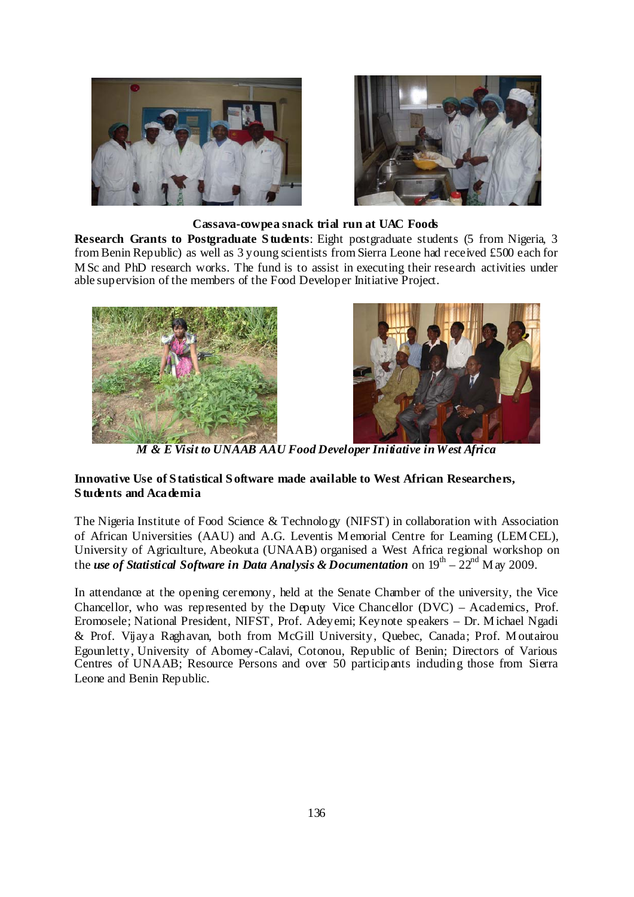**Cassava-cowpea snack trial run at UAC Foods**

**Research Grants to Postgraduate Students**: Eight postgraduate students (5 from Nigeria, 3 from Benin Republic) as well as 3 young scientists from Sierra Leone had received £500 each for MSc and PhD research works. The fund is to assist in executing their research activities under able supervision of the members of the Food Developer Initiative Project.

*M & E Visit to UNAAB AAU Food Developer Initiative in West Africa*

**Innovative Use of Statistical Software made available to West African Researchers, Students and Academia**

The Nigeria Institute of Food Science & Technology (NIFST) in collaboration with Association of African Universities (AAU) and A.G. Leventis Memorial Centre for Learning (LEMCEL), University of Agriculture, Abeokuta (UNAAB) organised a West Africa regional workshop on the ***use of Statistical Software in Data Analysis & Documentation*** on 19th – 22nd May 2009.

In attendance at the opening ceremony, held at the Senate Chamber of the university, the Vice Chancellor, who was represented by the Deputy Vice Chancellor (DVC) – Academics, Prof. Eromosele; National President, NIFST, Prof. Adeyemi; Keynote speakers – Dr. Michael Ngadi & Prof. Vijaya Raghavan, both from McGill University, Quebec, Canada; Prof. Moutairou Egounletty, University of Abomey-Calavi, Cotonou, Republic of Benin; Directors of Various Centres of UNAAB; Resource Persons and over 50 participants including those from Sierra Leone and Benin Republic.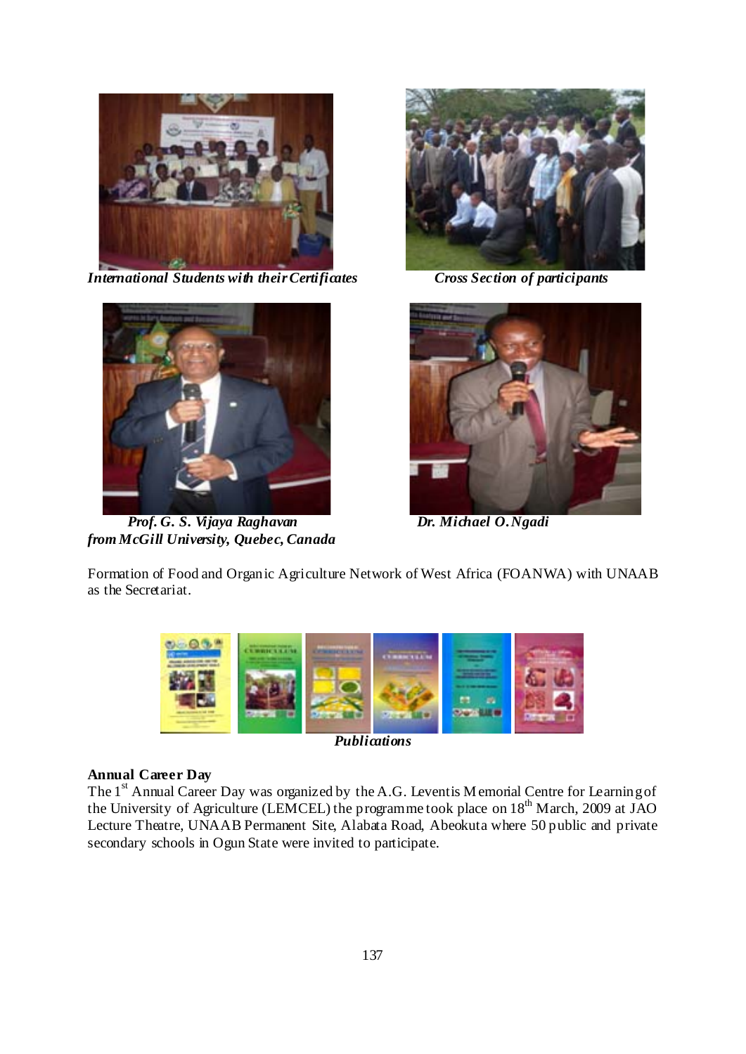*International Students with their Certificates*

*Cross Section of participants*

*Prof. G. S. Vijaya Raghavan from McGill University, Quebec, Canada*

*Dr. Michael O. Ngadi*

Formation of Food and Organic Agriculture Network of West Africa (FOANWA) with UNAAB as the Secretariat.

*Publications*

**Annual Career Day**

The 1st Annual Career Day was organized by the A.G. Leventis Memorial Centre for Learning of the University of Agriculture (LEMCEL) the programme took place on 18th March, 2009 at JAO Lecture Theatre, UNAAB Permanent Site, Alabata Road, Abeokuta where 50 public and private secondary schools in Ogun State were invited to participate.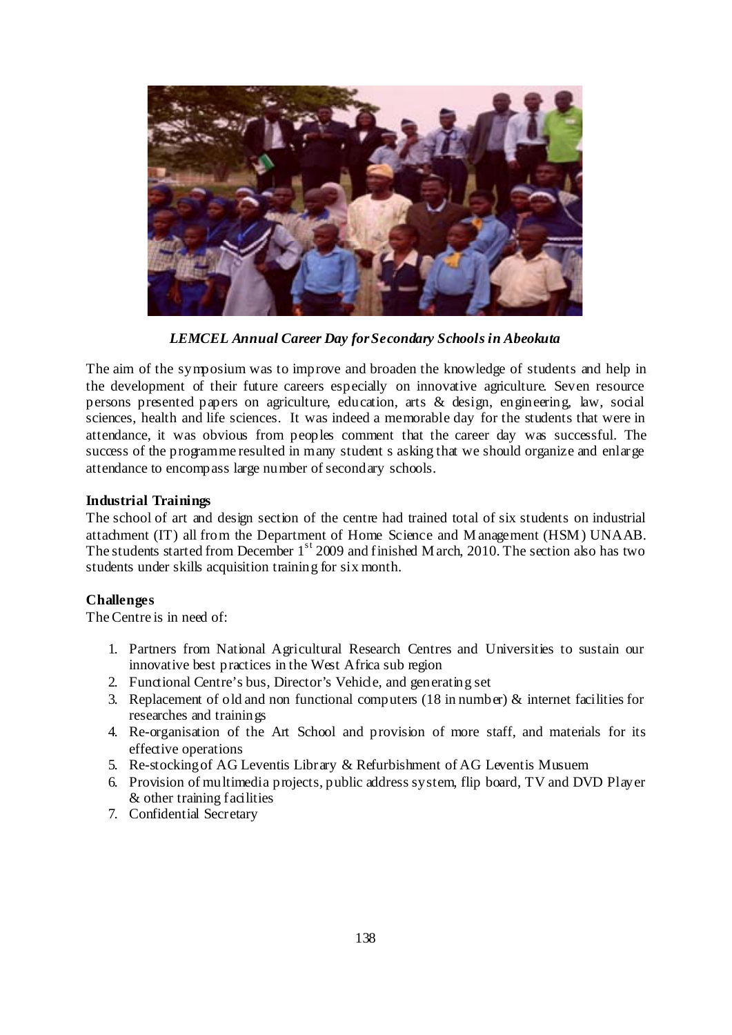*LEMCEL Annual Career Day for Secondary Schools in Abeokuta*

The aim of the symposium was to improve and broaden the knowledge of students and help in the development of their future careers especially on innovative agriculture. Seven resource persons presented papers on agriculture, education, arts & design, engineering, law, social sciences, health and life sciences. It was indeed a memorable day for the students that were in attendance, it was obvious from peoples comment that the career day was successful. The success of the programme resulted in many student s asking that we should organize and enlarge attendance to encompass large number of secondary schools.

**Industrial Trainings**

The school of art and design section of the centre had trained total of six students on industrial attachment (IT) all from the Department of Home Science and Management (HSM) UNAAB. The students started from December 1st 2009 and finished March, 2010. The section also has two students under skills acquisition training for six month.

**Challenges**

The Centre is in need of:

1. Partners from National Agricultural Research Centres and Universities to sustain our innovative best practices in the West Africa sub region
2. Functional Centre's bus, Director's Vehicle, and generating set
3. Replacement of old and non functional computers (18 in number) & internet facilities for researches and trainings
4. Re-organisation of the Art School and provision of more staff, and materials for its effective operations
5. Re-stocking of AG Leventis Library & Refurbishment of AG Leventis Musuem
6. Provision of multimedia projects, public address system, flip board, TV and DVD Player & other training facilities
7. Confidential Secretary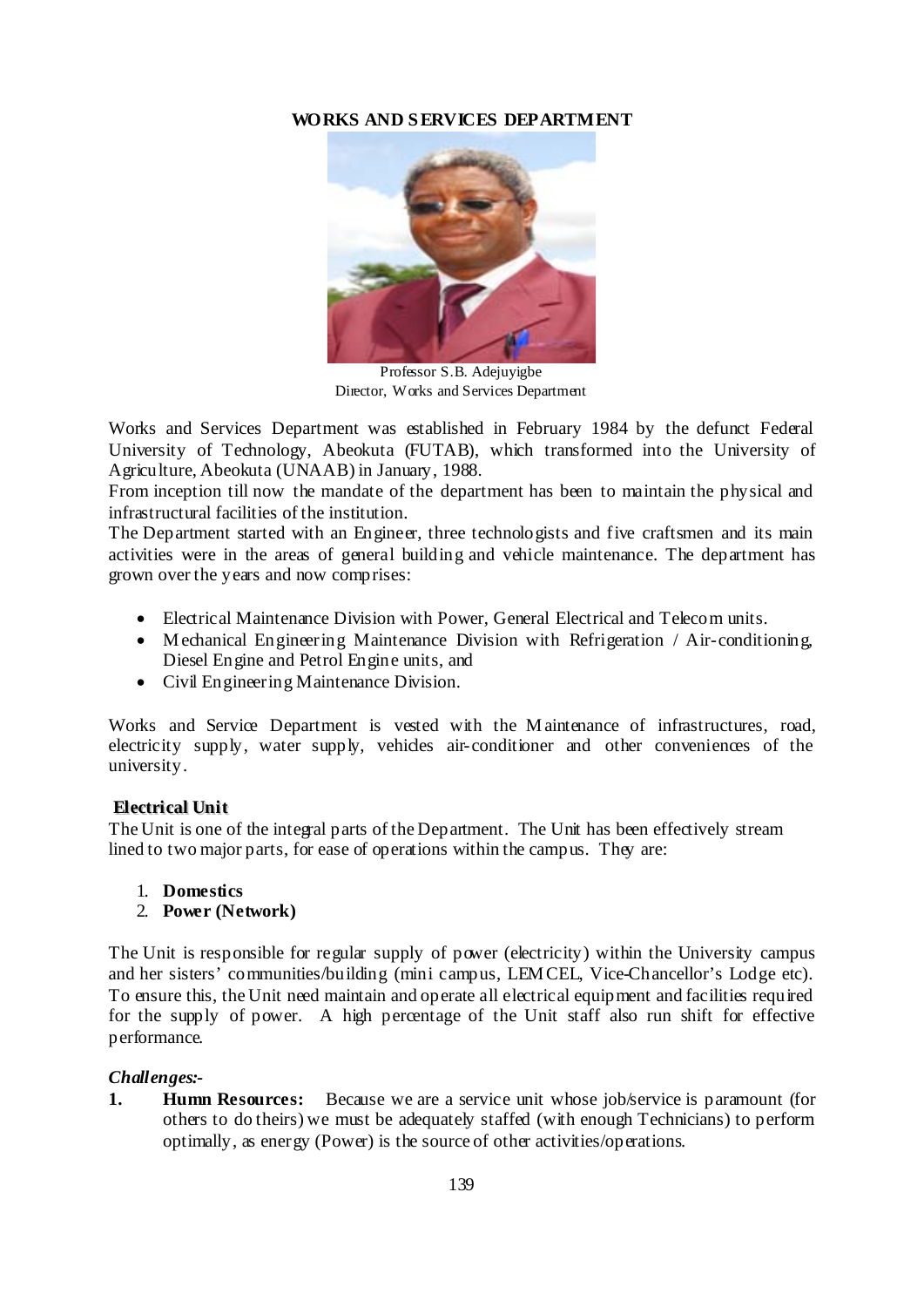## WORKS AND SERVICES DEPARTMENT

Professor S.B. Adejuyigbe
Director, Works and Services Department

Works and Services Department was established in February 1984 by the defunct Federal University of Technology, Abeokuta (FUTAB), which transformed into the University of Agriculture, Abeokuta (UNAAB) in January, 1988.
From inception till now the mandate of the department has been to maintain the physical and infrastructural facilities of the institution.
The Department started with an Engineer, three technologists and five craftsmen and its main activities were in the areas of general building and vehicle maintenance. The department has grown over the years and now comprises:

- Electrical Maintenance Division with Power, General Electrical and Telecom units.
- Mechanical Engineering Maintenance Division with Refrigeration / Air-conditioning, Diesel Engine and Petrol Engine units, and
- Civil Engineering Maintenance Division.

Works and Service Department is vested with the Maintenance of infrastructures, road, electricity supply, water supply, vehicles air-conditioner and other conveniences of the university.

### Electrical Unit

The Unit is one of the integral parts of the Department. The Unit has been effectively stream lined to two major parts, for ease of operations within the campus. They are:

1. **Domestics**
2. **Power (Network)**

The Unit is responsible for regular supply of power (electricity) within the University campus and her sisters' communities/building (mini campus, LEMCEL, Vice-Chancellor's Lodge etc). To ensure this, the Unit need maintain and operate all electrical equipment and facilities required for the supply of power. A high percentage of the Unit staff also run shift for effective performance.

***Challenges:-***

1. **Humn Resources:** Because we are a service unit whose job/service is paramount (for others to do theirs) we must be adequately staffed (with enough Technicians) to perform optimally, as energy (Power) is the source of other activities/operations.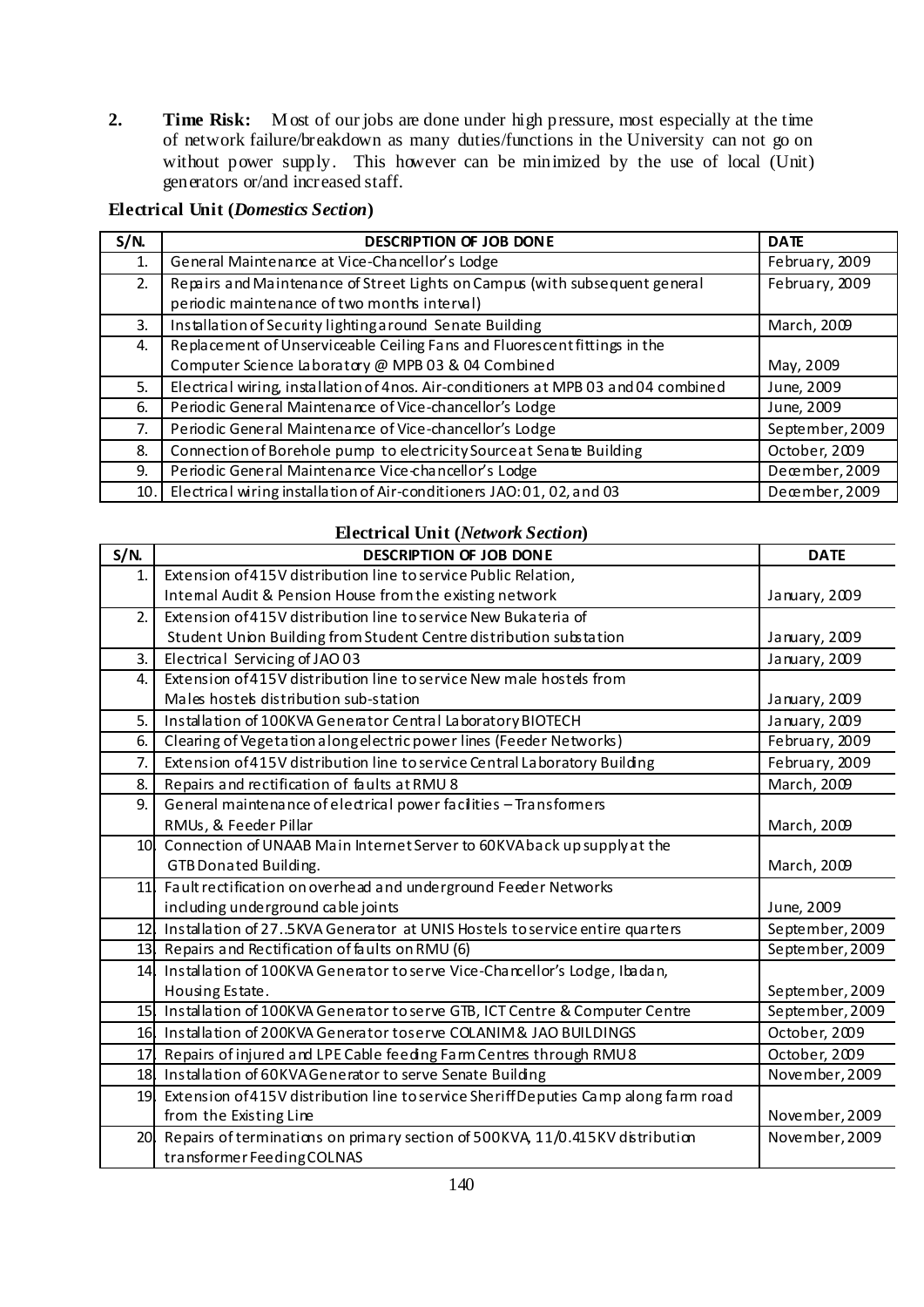**2.** **Time Risk:** Most of our jobs are done under high pressure, most especially at the time of network failure/breakdown as many duties/functions in the University can not go on without power supply. This however can be minimized by the use of local (Unit) generators or/and increased staff.

**Electrical Unit (*Domestics Section*)**

| S/N. | DESCRIPTION OF JOB DONE | DATE |
|---|---|---|
| 1. | General Maintenance at Vice-Chancellor's Lodge | February, 2009 |
| 2. | Repairs and Maintenance of Street Lights on Campus (with subsequent general periodic maintenance of two months interval) | February, 2009 |
| 3. | Installation of Security lighting around Senate Building | March, 2009 |
| 4. | Replacement of Unserviceable Ceiling Fans and Fluorescent fittings in the Computer Science Laboratory @ MPB 03 & 04 Combined | May, 2009 |
| 5. | Electrical wiring, installation of 4nos. Air-conditioners at MPB 03 and 04 combined | June, 2009 |
| 6. | Periodic General Maintenance of Vice-chancellor's Lodge | June, 2009 |
| 7. | Periodic General Maintenance of Vice-chancellor's Lodge | September, 2009 |
| 8. | Connection of Borehole pump to electricity Source at Senate Building | October, 2009 |
| 9. | Periodic General Maintenance Vice-chancellor's Lodge | December, 2009 |
| 10. | Electrical wiring installation of Air-conditioners JAO: 01, 02, and 03 | December, 2009 |

**Electrical Unit (*Network Section*)**

| S/N. | DESCRIPTION OF JOB DONE | DATE |
|---|---|---|
| 1. | Extension of 415V distribution line to service Public Relation, Internal Audit & Pension House from the existing network | January, 2009 |
| 2. | Extension of 415V distribution line to service New Bukateria of Student Union Building from Student Centre distribution substation | January, 2009 |
| 3. | Electrical Servicing of JAO 03 | January, 2009 |
| 4. | Extension of 415V distribution line to service New male hostels from Males hostels distribution sub-station | January, 2009 |
| 5. | Installation of 100KVA Generator Central Laboratory BIOTECH | January, 2009 |
| 6. | Clearing of Vegetation along electric power lines (Feeder Networks) | February, 2009 |
| 7. | Extension of 415V distribution line to service Central Laboratory Building | February, 2009 |
| 8. | Repairs and rectification of faults at RMU 8 | March, 2009 |
| 9. | General maintenance of electrical power facilities – Transformers RMUs, & Feeder Pillar | March, 2009 |
| 10. | Connection of UNAAB Main Internet Server to 60KVA back up supply at the GTB Donated Building. | March, 2009 |
| 11. | Fault rectification on overhead and underground Feeder Networks including underground cable joints | June, 2009 |
| 12. | Installation of 27..5KVA Generator at UNIS Hostels to service entire quarters | September, 2009 |
| 13. | Repairs and Rectification of faults on RMU (6) | September, 2009 |
| 14. | Installation of 100KVA Generator to serve Vice-Chancellor's Lodge, Ibadan, Housing Estate. | September, 2009 |
| 15. | Installation of 100KVA Generator to serve GTB, ICT Centre & Computer Centre | September, 2009 |
| 16. | Installation of 200KVA Generator to serve COLANIM & JAO BUILDINGS | October, 2009 |
| 17. | Repairs of injured and LPE Cable feeding Farm Centres through RMU 8 | October, 2009 |
| 18. | Installation of 60KVA Generator to serve Senate Building | November, 2009 |
| 19. | Extension of 415V distribution line to service Sheriff Deputies Camp along farm road from the Existing Line | November, 2009 |
| 20. | Repairs of terminations on primary section of 500KVA, 11/0.415KV distribution transformer Feeding COLNAS | November, 2009 |